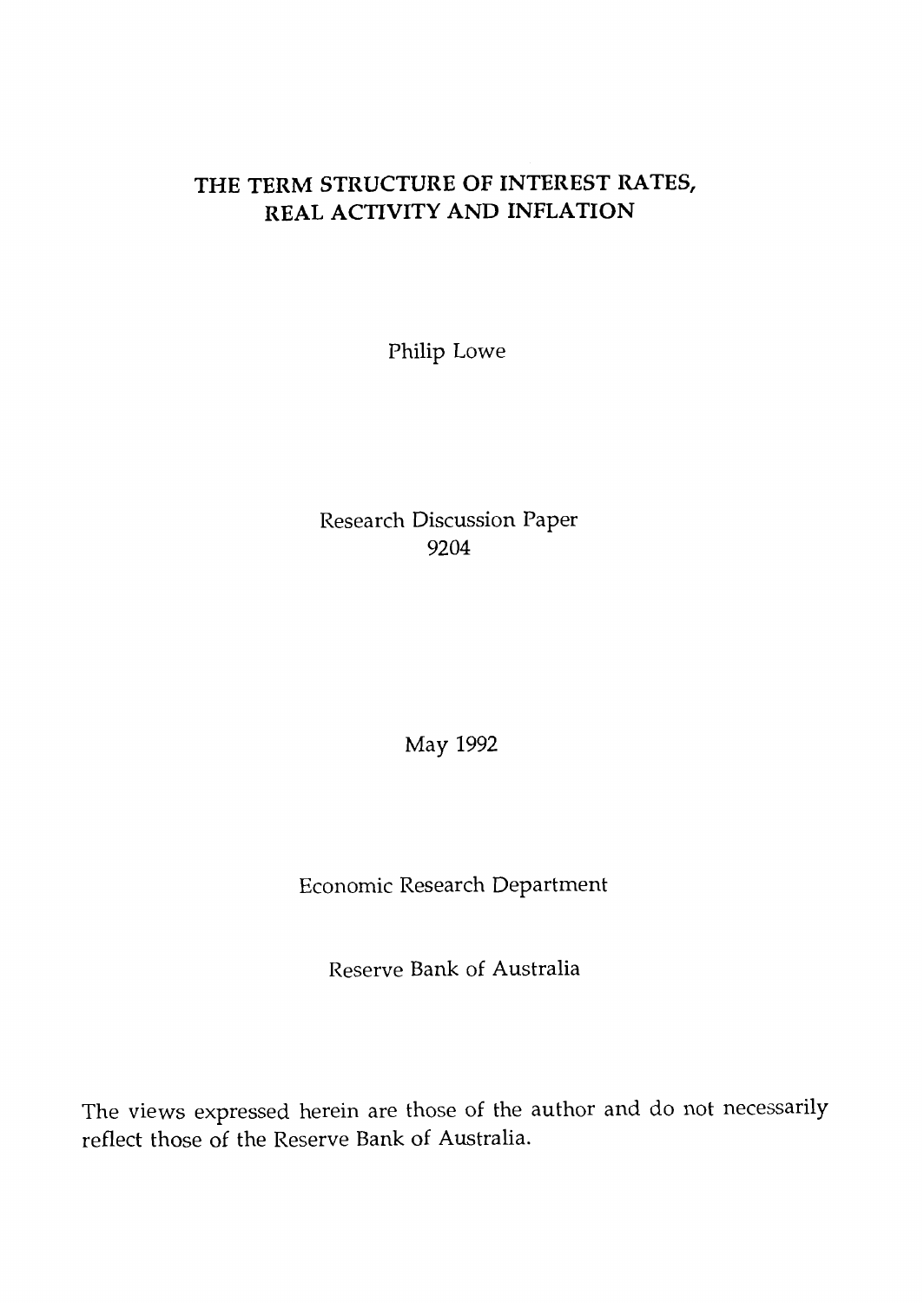# THE TERM STRUCTURE OF INTEREST RATES, REAL ACTIVITY AND INFLATION

Philip Lowe

Research Discussion Paper
9204

May 1992

Economic Research Department

Reserve Bank of Australia

The views expressed herein are those of the author and do not necessarily reflect those of the Reserve Bank of Australia.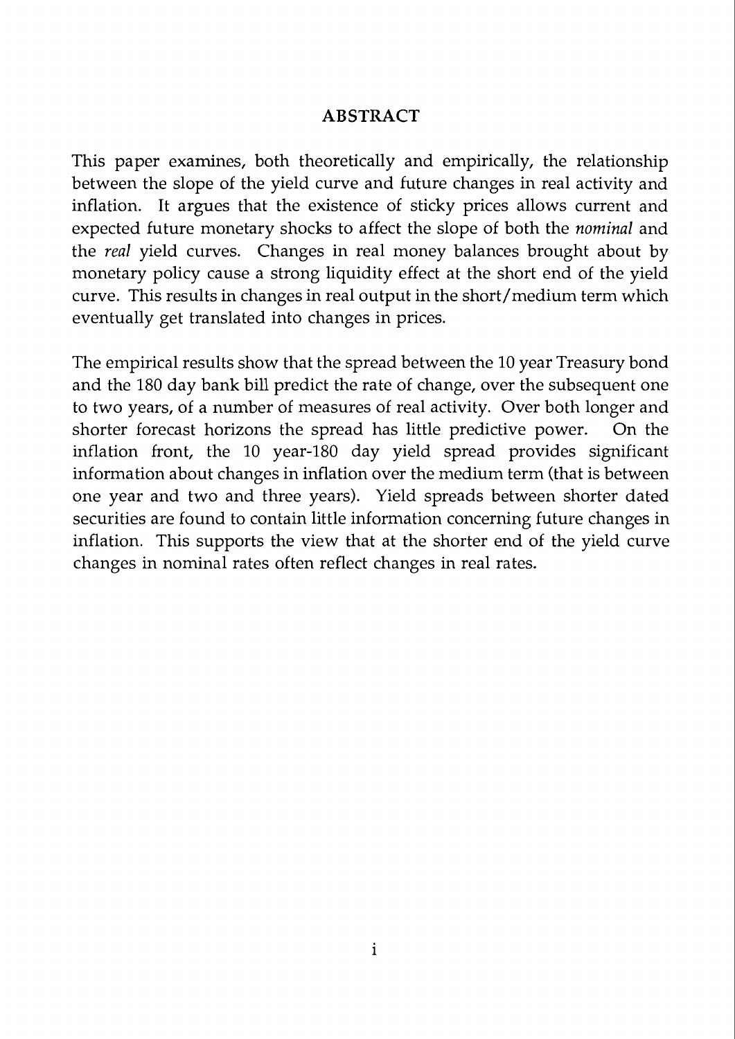## ABSTRACT

This paper examines, both theoretically and empirically, the relationship between the slope of the yield curve and future changes in real activity and inflation. It argues that the existence of sticky prices allows current and expected future monetary shocks to affect the slope of both the *nominal* and the *real* yield curves. Changes in real money balances brought about by monetary policy cause a strong liquidity effect at the short end of the yield curve. This results in changes in real output in the short/medium term which eventually get translated into changes in prices.

The empirical results show that the spread between the 10 year Treasury bond and the 180 day bank bill predict the rate of change, over the subsequent one to two years, of a number of measures of real activity. Over both longer and shorter forecast horizons the spread has little predictive power. On the inflation front, the 10 year-180 day yield spread provides significant information about changes in inflation over the medium term (that is between one year and two and three years). Yield spreads between shorter dated securities are found to contain little information concerning future changes in inflation. This supports the view that at the shorter end of the yield curve changes in nominal rates often reflect changes in real rates.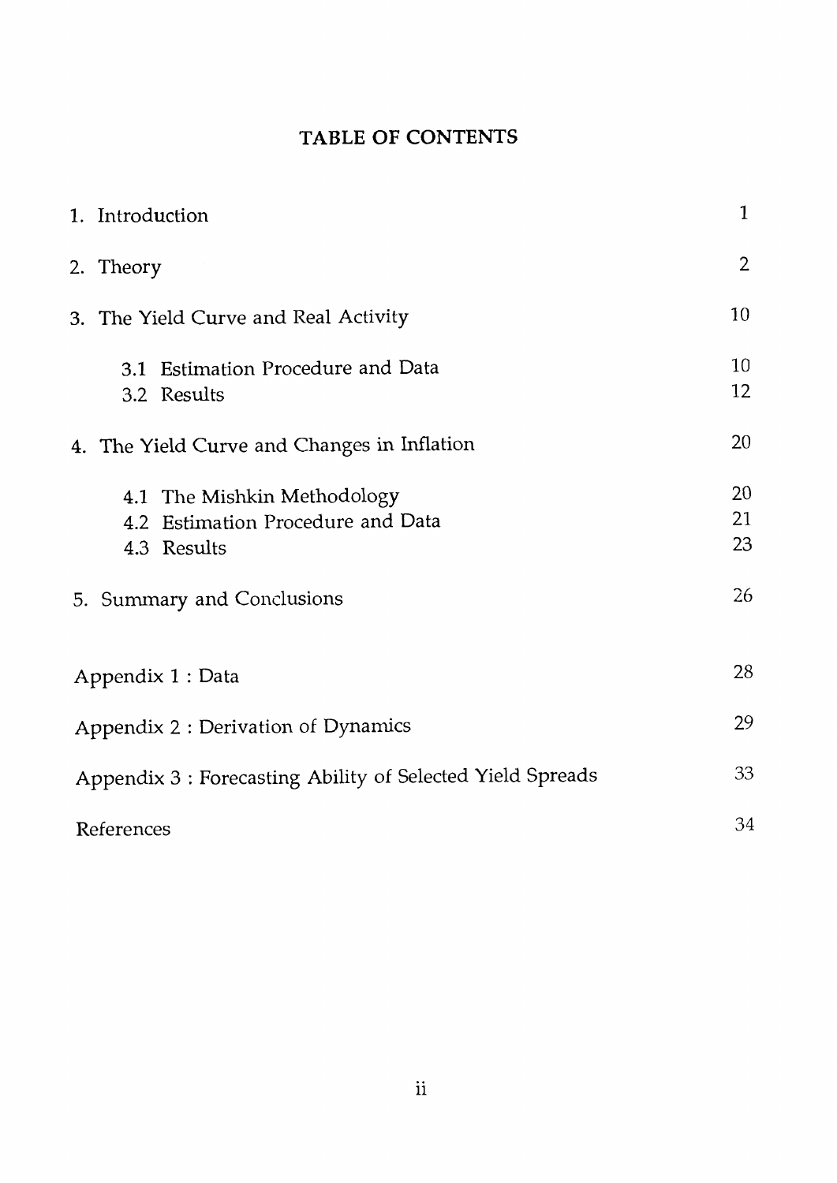## TABLE OF CONTENTS

| | |
|---|---|
| 1. Introduction | 1 |
| 2. Theory | 2 |
| 3. The Yield Curve and Real Activity | 10 |
| 3.1 Estimation Procedure and Data | 10 |
| 3.2 Results | 12 |
| 4. The Yield Curve and Changes in Inflation | 20 |
| 4.1 The Mishkin Methodology | 20 |
| 4.2 Estimation Procedure and Data | 21 |
| 4.3 Results | 23 |
| 5. Summary and Conclusions | 26 |
| Appendix 1 : Data | 28 |
| Appendix 2 : Derivation of Dynamics | 29 |
| Appendix 3 : Forecasting Ability of Selected Yield Spreads | 33 |
| References | 34 |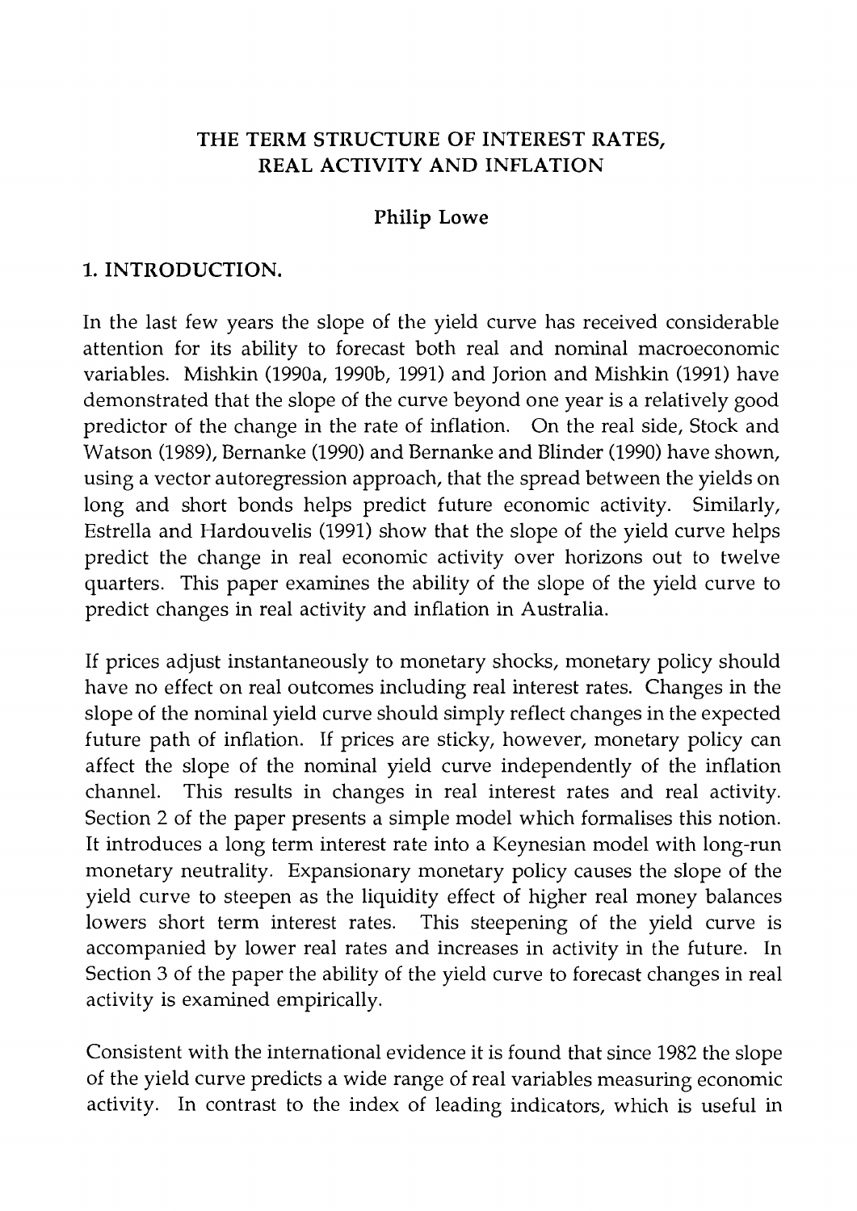# THE TERM STRUCTURE OF INTEREST RATES, REAL ACTIVITY AND INFLATION

**Philip Lowe**

## 1. INTRODUCTION.

In the last few years the slope of the yield curve has received considerable attention for its ability to forecast both real and nominal macroeconomic variables. Mishkin (1990a, 1990b, 1991) and Jorion and Mishkin (1991) have demonstrated that the slope of the curve beyond one year is a relatively good predictor of the change in the rate of inflation. On the real side, Stock and Watson (1989), Bernanke (1990) and Bernanke and Blinder (1990) have shown, using a vector autoregression approach, that the spread between the yields on long and short bonds helps predict future economic activity. Similarly, Estrella and Hardouvelis (1991) show that the slope of the yield curve helps predict the change in real economic activity over horizons out to twelve quarters. This paper examines the ability of the slope of the yield curve to predict changes in real activity and inflation in Australia.

If prices adjust instantaneously to monetary shocks, monetary policy should have no effect on real outcomes including real interest rates. Changes in the slope of the nominal yield curve should simply reflect changes in the expected future path of inflation. If prices are sticky, however, monetary policy can affect the slope of the nominal yield curve independently of the inflation channel. This results in changes in real interest rates and real activity. Section 2 of the paper presents a simple model which formalises this notion. It introduces a long term interest rate into a Keynesian model with long-run monetary neutrality. Expansionary monetary policy causes the slope of the yield curve to steepen as the liquidity effect of higher real money balances lowers short term interest rates. This steepening of the yield curve is accompanied by lower real rates and increases in activity in the future. In Section 3 of the paper the ability of the yield curve to forecast changes in real activity is examined empirically.

Consistent with the international evidence it is found that since 1982 the slope of the yield curve predicts a wide range of real variables measuring economic activity. In contrast to the index of leading indicators, which is useful in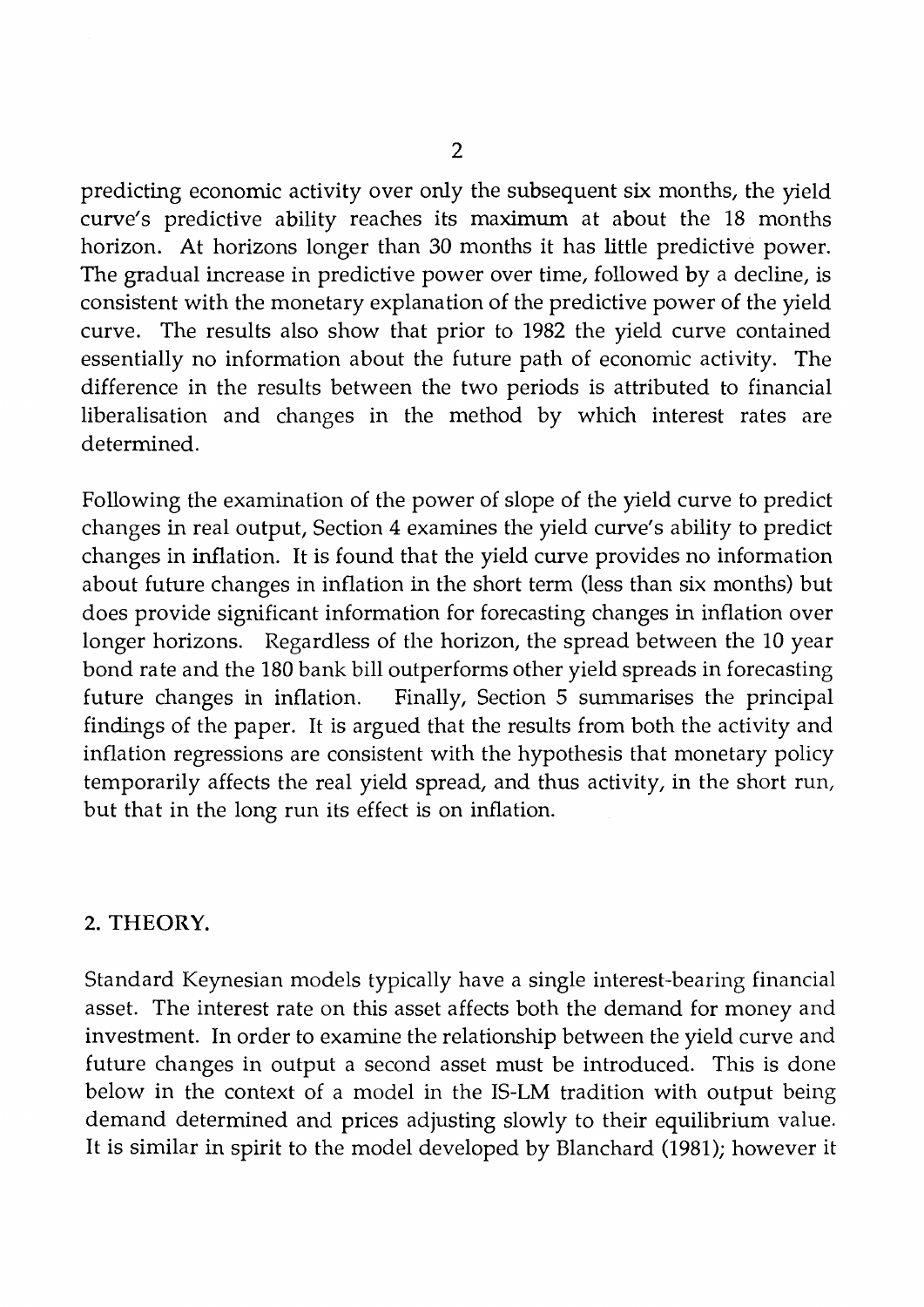predicting economic activity over only the subsequent six months, the yield curve's predictive ability reaches its maximum at about the 18 months horizon. At horizons longer than 30 months it has little predictive power. The gradual increase in predictive power over time, followed by a decline, is consistent with the monetary explanation of the predictive power of the yield curve. The results also show that prior to 1982 the yield curve contained essentially no information about the future path of economic activity. The difference in the results between the two periods is attributed to financial liberalisation and changes in the method by which interest rates are determined.

Following the examination of the power of slope of the yield curve to predict changes in real output, Section 4 examines the yield curve's ability to predict changes in inflation. It is found that the yield curve provides no information about future changes in inflation in the short term (less than six months) but does provide significant information for forecasting changes in inflation over longer horizons. Regardless of the horizon, the spread between the 10 year bond rate and the 180 bank bill outperforms other yield spreads in forecasting future changes in inflation. Finally, Section 5 summarises the principal findings of the paper. It is argued that the results from both the activity and inflation regressions are consistent with the hypothesis that monetary policy temporarily affects the real yield spread, and thus activity, in the short run, but that in the long run its effect is on inflation.

## 2. THEORY.

Standard Keynesian models typically have a single interest-bearing financial asset. The interest rate on this asset affects both the demand for money and investment. In order to examine the relationship between the yield curve and future changes in output a second asset must be introduced. This is done below in the context of a model in the IS-LM tradition with output being demand determined and prices adjusting slowly to their equilibrium value. It is similar in spirit to the model developed by Blanchard (1981); however it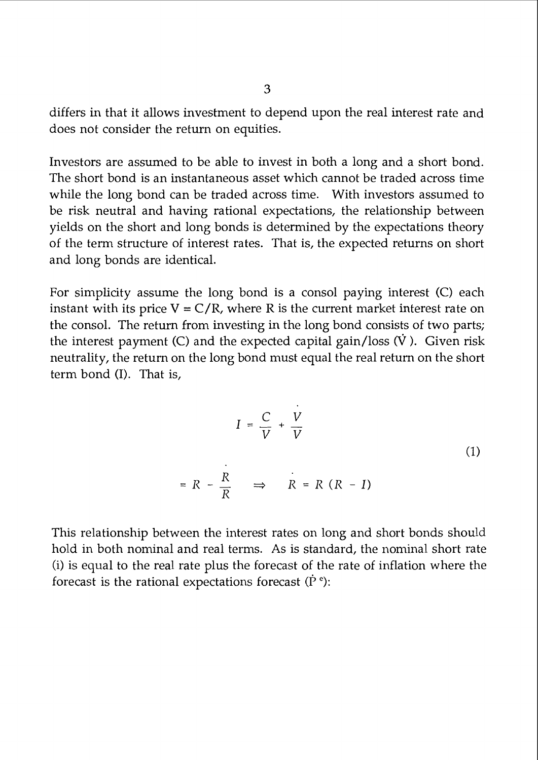differs in that it allows investment to depend upon the real interest rate and does not consider the return on equities.

Investors are assumed to be able to invest in both a long and a short bond. The short bond is an instantaneous asset which cannot be traded across time while the long bond can be traded across time. With investors assumed to be risk neutral and having rational expectations, the relationship between yields on the short and long bonds is determined by the expectations theory of the term structure of interest rates. That is, the expected returns on short and long bonds are identical.

For simplicity assume the long bond is a consol paying interest (C) each instant with its price $V = C/R$, where R is the current market interest rate on the consol. The return from investing in the long bond consists of two parts; the interest payment (C) and the expected capital gain/loss ($\dot{V}$). Given risk neutrality, the return on the long bond must equal the real return on the short term bond (I). That is,

$$
\begin{aligned}
I &= \frac{C}{V} + \frac{\dot{V}}{V} \\
&= R - \frac{\dot{R}}{R} \quad \Rightarrow \quad \dot{R} = R\,(R - I)
\end{aligned}
\tag{1}
$$

This relationship between the interest rates on long and short bonds should hold in both nominal and real terms. As is standard, the nominal short rate (i) is equal to the real rate plus the forecast of the rate of inflation where the forecast is the rational expectations forecast ($\dot{P}^{e}$):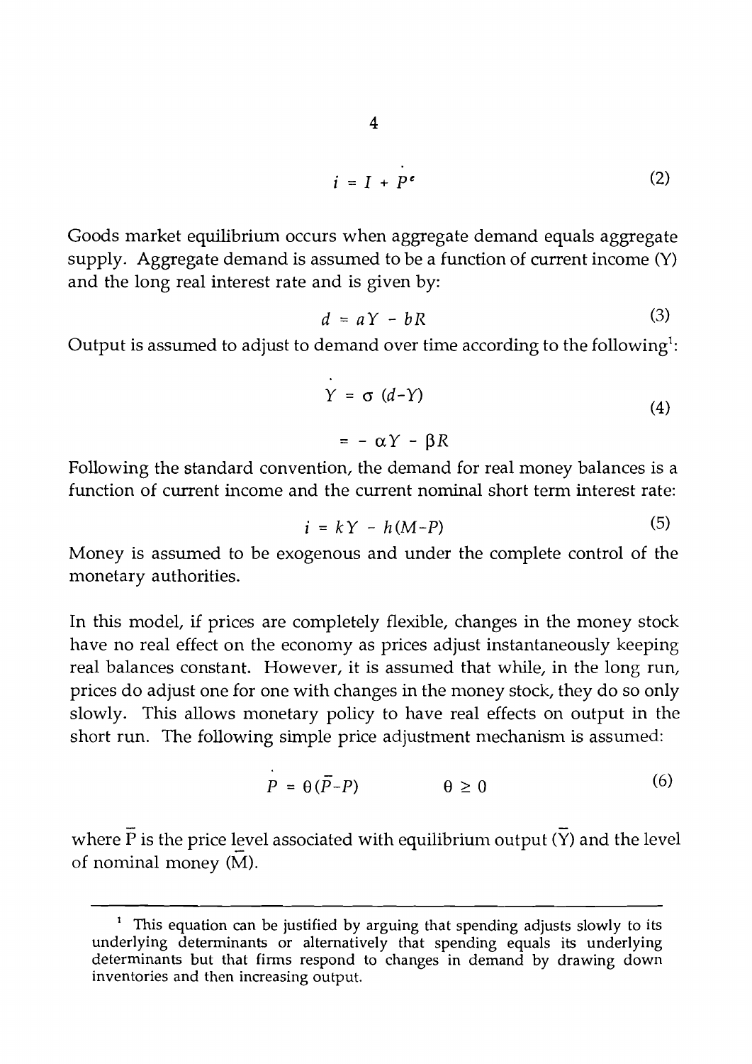$$i = I + \dot{P}^e \tag{2}$$

Goods market equilibrium occurs when aggregate demand equals aggregate supply. Aggregate demand is assumed to be a function of current income (Y) and the long real interest rate and is given by:

$$d = aY - bR \tag{3}$$

Output is assumed to adjust to demand over time according to the following[1]:

$$\begin{aligned} \dot{Y} &= \sigma\,(d - Y) \\ &= -\,\alpha Y - \beta R \end{aligned} \tag{4}$$

Following the standard convention, the demand for real money balances is a function of current income and the current nominal short term interest rate:

$$i = kY - h(M - P) \tag{5}$$

Money is assumed to be exogenous and under the complete control of the monetary authorities.

In this model, if prices are completely flexible, changes in the money stock have no real effect on the economy as prices adjust instantaneously keeping real balances constant. However, it is assumed that while, in the long run, prices do adjust one for one with changes in the money stock, they do so only slowly. This allows monetary policy to have real effects on output in the short run. The following simple price adjustment mechanism is assumed:

$$\dot{P} = \theta(\bar{P} - P) \qquad \theta \geq 0 \tag{6}$$

where $\bar{P}$ is the price level associated with equilibrium output ($\bar{Y}$) and the level of nominal money ($\bar{M}$).

---

[1] This equation can be justified by arguing that spending adjusts slowly to its underlying determinants or alternatively that spending equals its underlying determinants but that firms respond to changes in demand by drawing down inventories and then increasing output.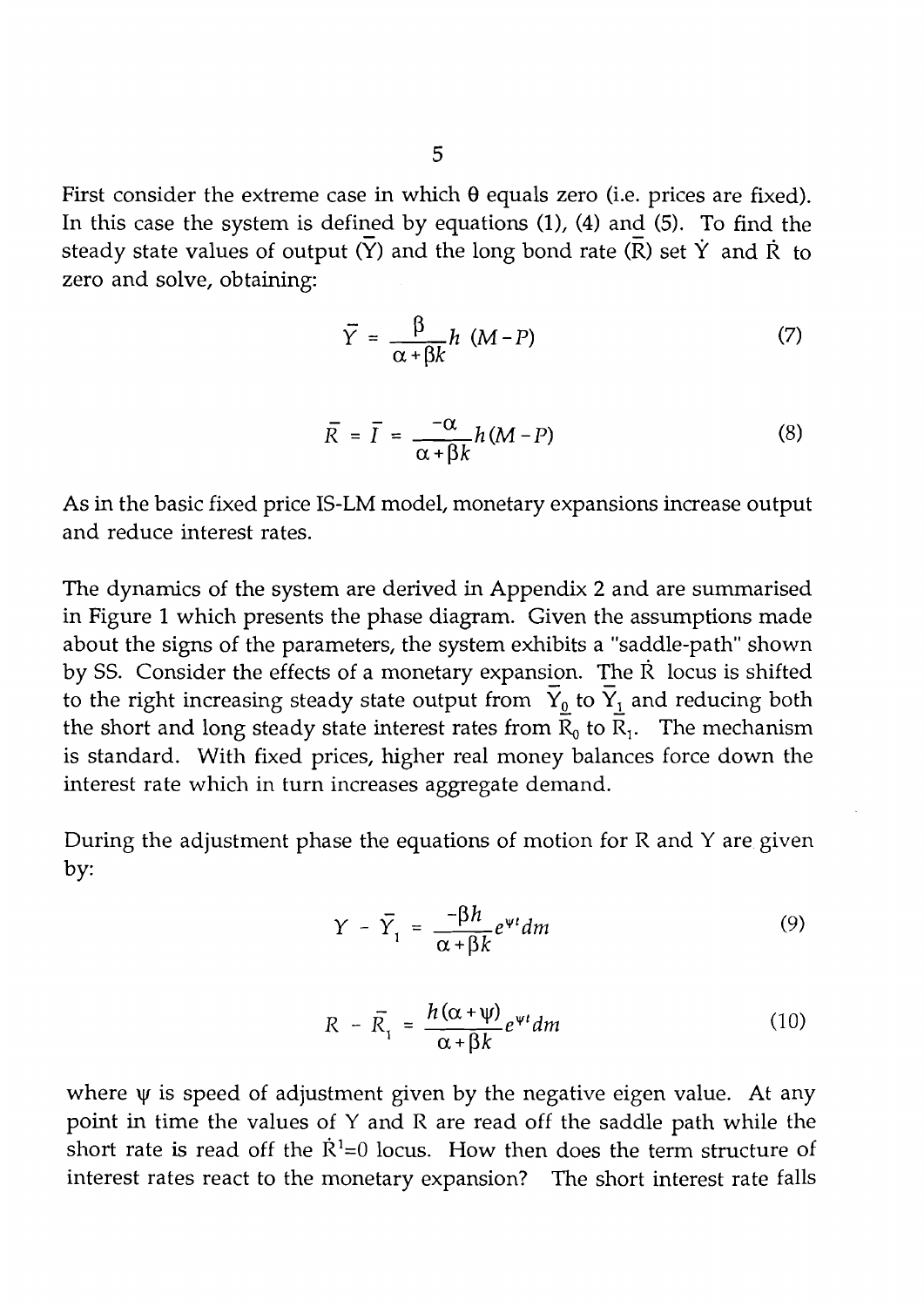First consider the extreme case in which $\theta$ equals zero (i.e. prices are fixed). In this case the system is defined by equations (1), (4) and (5). To find the steady state values of output ($\bar{Y}$) and the long bond rate ($\bar{R}$) set $\dot{Y}$ and $\dot{R}$ to zero and solve, obtaining:

$$\bar{Y} = \frac{\beta}{\alpha + \beta k} h \ (M - P) \tag{7}$$

$$\bar{R} = \bar{I} = \frac{-\alpha}{\alpha + \beta k} h (M - P) \tag{8}$$

As in the basic fixed price IS-LM model, monetary expansions increase output and reduce interest rates.

The dynamics of the system are derived in Appendix 2 and are summarised in Figure 1 which presents the phase diagram. Given the assumptions made about the signs of the parameters, the system exhibits a "saddle-path" shown by SS. Consider the effects of a monetary expansion. The $\dot{R}$ locus is shifted to the right increasing steady state output from $\bar{Y}_0$ to $\bar{Y}_1$ and reducing both the short and long steady state interest rates from $\bar{R}_0$ to $\bar{R}_1$. The mechanism is standard. With fixed prices, higher real money balances force down the interest rate which in turn increases aggregate demand.

During the adjustment phase the equations of motion for R and Y are given by:

$$Y - \bar{Y}_1 = \frac{-\beta h}{\alpha + \beta k} e^{\psi t} dm \tag{9}$$

$$R - \bar{R}_1 = \frac{h(\alpha + \psi)}{\alpha + \beta k} e^{\psi t} dm \tag{10}$$

where $\psi$ is speed of adjustment given by the negative eigen value. At any point in time the values of Y and R are read off the saddle path while the short rate is read off the $\dot{R}^1 = 0$ locus. How then does the term structure of interest rates react to the monetary expansion? The short interest rate falls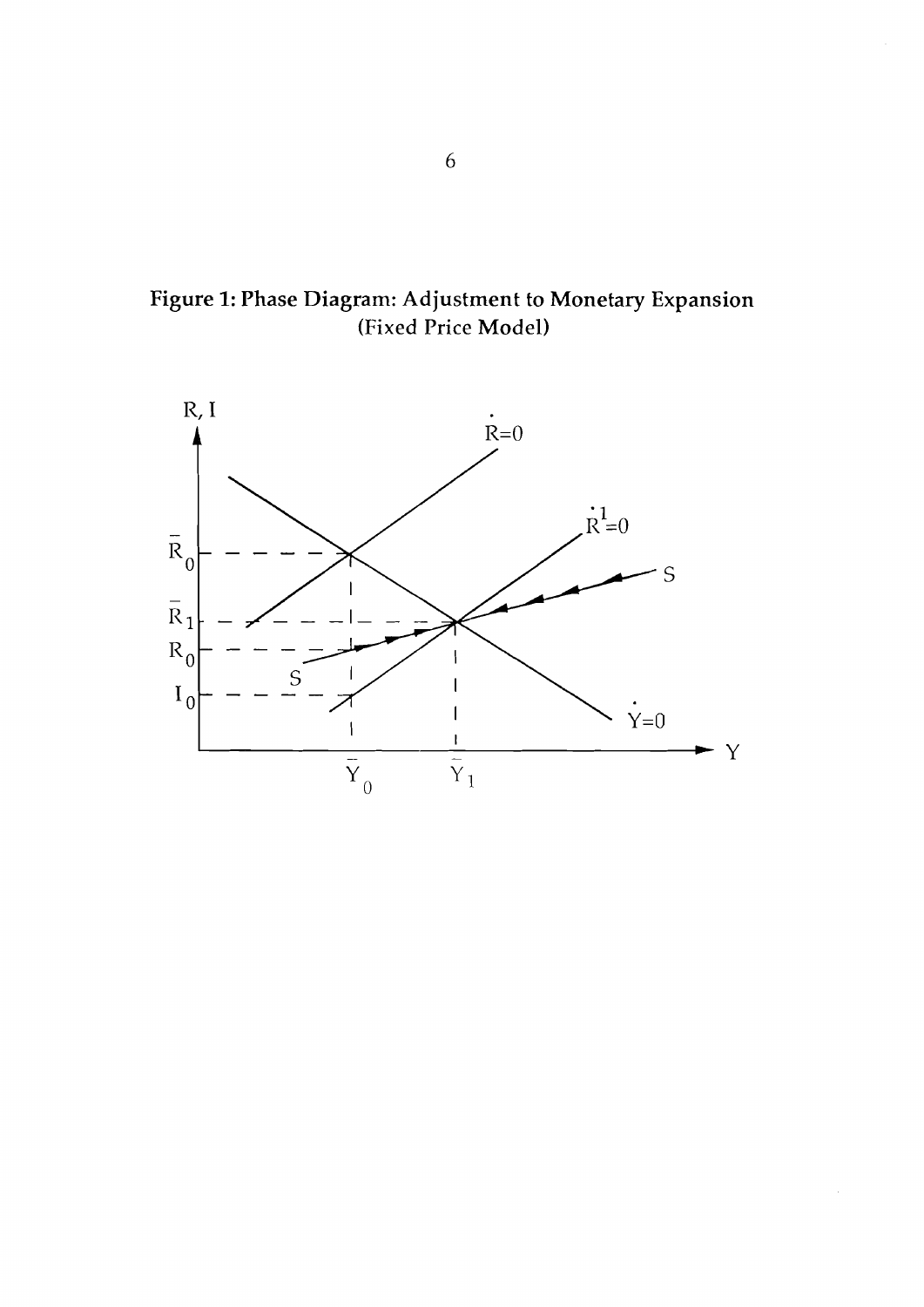**Figure 1: Phase Diagram: Adjustment to Monetary Expansion (Fixed Price Model)**

R, I

$\dot{R}=0$

$\dot{R}^1=0$

S

$\bar{R}_0$

$\bar{R}_1$

$R_0$

S

$I_0$

$\dot{Y}=0$

Y

$\bar{Y}_0$

$\bar{Y}_1$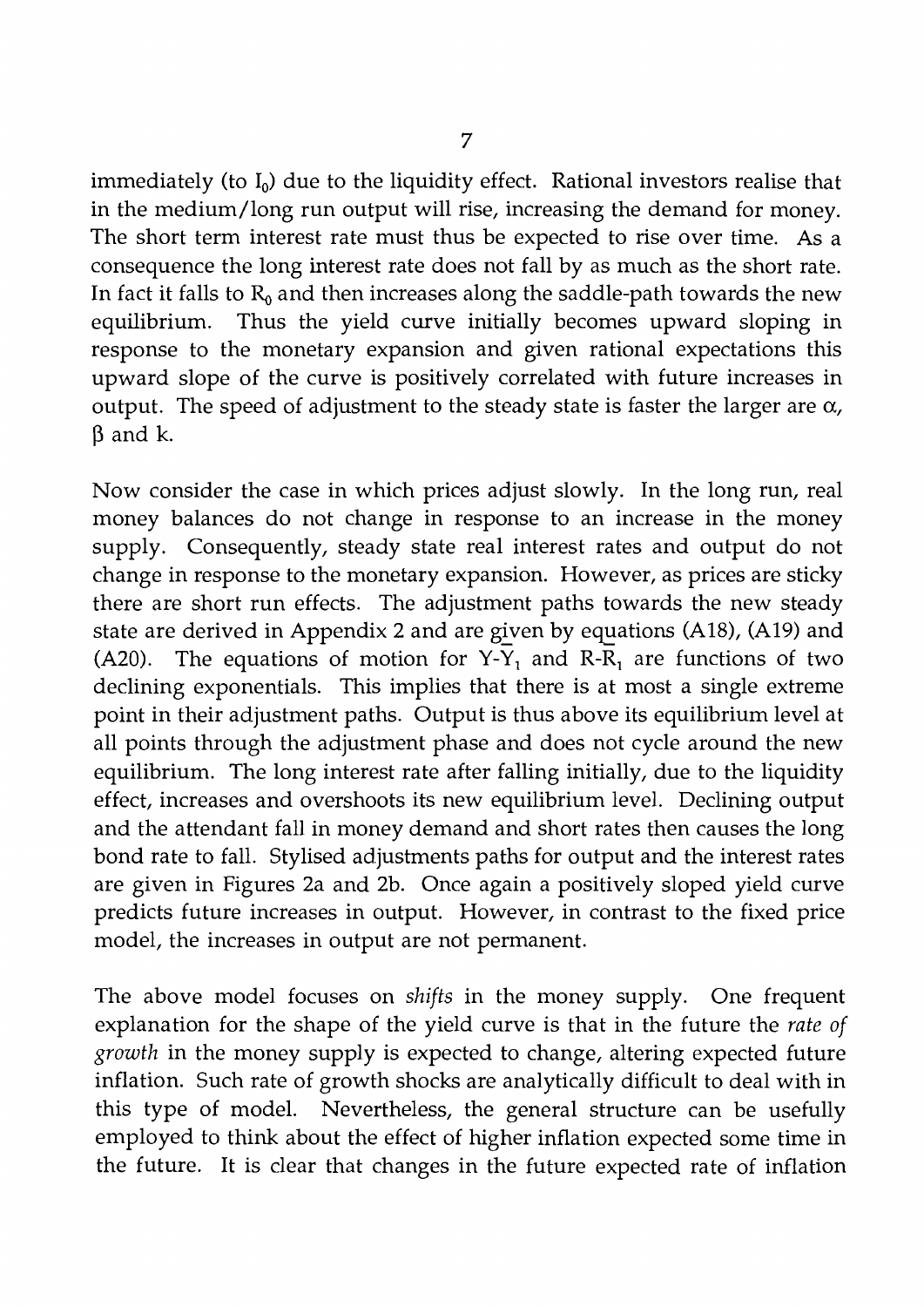immediately (to $I_0$) due to the liquidity effect. Rational investors realise that in the medium/long run output will rise, increasing the demand for money. The short term interest rate must thus be expected to rise over time. As a consequence the long interest rate does not fall by as much as the short rate. In fact it falls to $R_0$ and then increases along the saddle-path towards the new equilibrium. Thus the yield curve initially becomes upward sloping in response to the monetary expansion and given rational expectations this upward slope of the curve is positively correlated with future increases in output. The speed of adjustment to the steady state is faster the larger are $\alpha$, $\beta$ and k.

Now consider the case in which prices adjust slowly. In the long run, real money balances do not change in response to an increase in the money supply. Consequently, steady state real interest rates and output do not change in response to the monetary expansion. However, as prices are sticky there are short run effects. The adjustment paths towards the new steady state are derived in Appendix 2 and are given by equations (A18), (A19) and (A20). The equations of motion for $Y-\bar{Y}_1$ and $R-\bar{R}_1$ are functions of two declining exponentials. This implies that there is at most a single extreme point in their adjustment paths. Output is thus above its equilibrium level at all points through the adjustment phase and does not cycle around the new equilibrium. The long interest rate after falling initially, due to the liquidity effect, increases and overshoots its new equilibrium level. Declining output and the attendant fall in money demand and short rates then causes the long bond rate to fall. Stylised adjustments paths for output and the interest rates are given in Figures 2a and 2b. Once again a positively sloped yield curve predicts future increases in output. However, in contrast to the fixed price model, the increases in output are not permanent.

The above model focuses on *shifts* in the money supply. One frequent explanation for the shape of the yield curve is that in the future the *rate of growth* in the money supply is expected to change, altering expected future inflation. Such rate of growth shocks are analytically difficult to deal with in this type of model. Nevertheless, the general structure can be usefully employed to think about the effect of higher inflation expected some time in the future. It is clear that changes in the future expected rate of inflation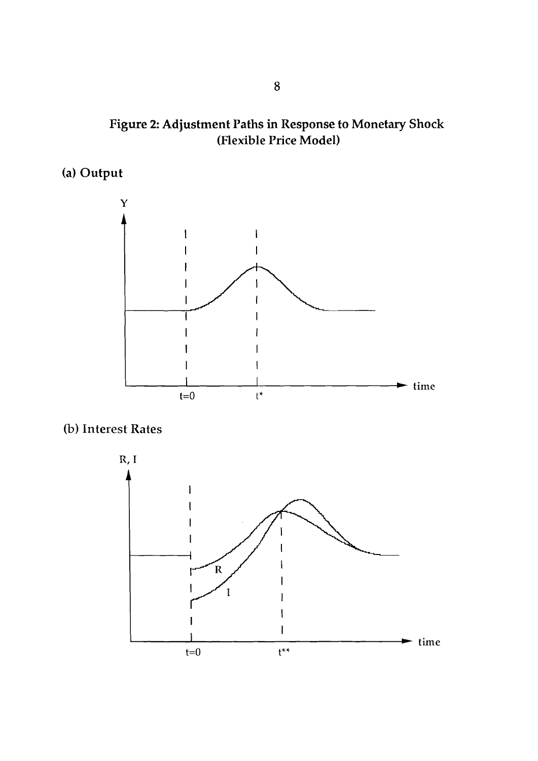# Figure 2: Adjustment Paths in Response to Monetary Shock (Flexible Price Model)

## (a) Output

Y

time

t=0

t*

## (b) Interest Rates

R, I

R

I

time

t=0

t**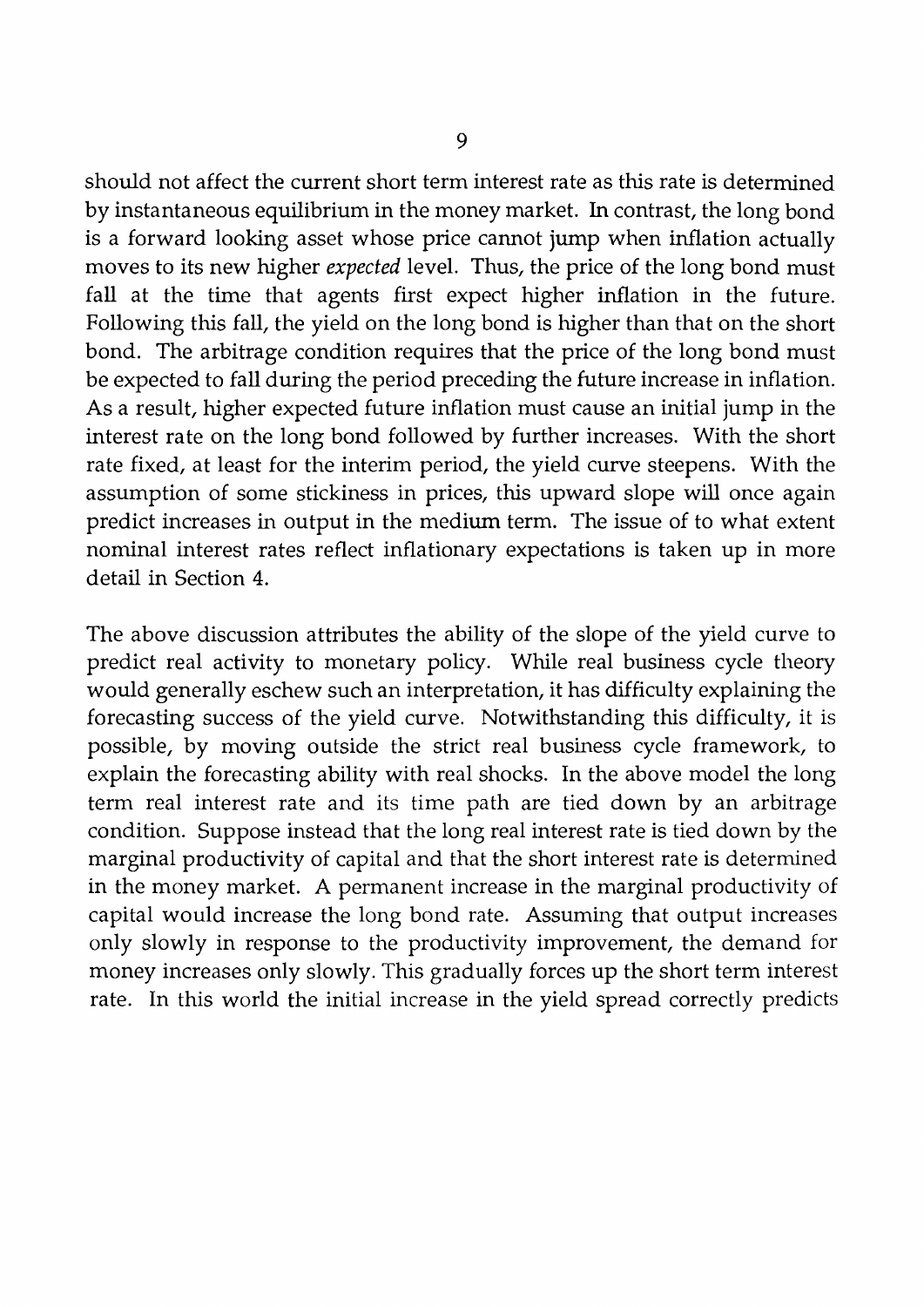should not affect the current short term interest rate as this rate is determined by instantaneous equilibrium in the money market. In contrast, the long bond is a forward looking asset whose price cannot jump when inflation actually moves to its new higher *expected* level. Thus, the price of the long bond must fall at the time that agents first expect higher inflation in the future. Following this fall, the yield on the long bond is higher than that on the short bond. The arbitrage condition requires that the price of the long bond must be expected to fall during the period preceding the future increase in inflation. As a result, higher expected future inflation must cause an initial jump in the interest rate on the long bond followed by further increases. With the short rate fixed, at least for the interim period, the yield curve steepens. With the assumption of some stickiness in prices, this upward slope will once again predict increases in output in the medium term. The issue of to what extent nominal interest rates reflect inflationary expectations is taken up in more detail in Section 4.

The above discussion attributes the ability of the slope of the yield curve to predict real activity to monetary policy. While real business cycle theory would generally eschew such an interpretation, it has difficulty explaining the forecasting success of the yield curve. Notwithstanding this difficulty, it is possible, by moving outside the strict real business cycle framework, to explain the forecasting ability with real shocks. In the above model the long term real interest rate and its time path are tied down by an arbitrage condition. Suppose instead that the long real interest rate is tied down by the marginal productivity of capital and that the short interest rate is determined in the money market. A permanent increase in the marginal productivity of capital would increase the long bond rate. Assuming that output increases only slowly in response to the productivity improvement, the demand for money increases only slowly. This gradually forces up the short term interest rate. In this world the initial increase in the yield spread correctly predicts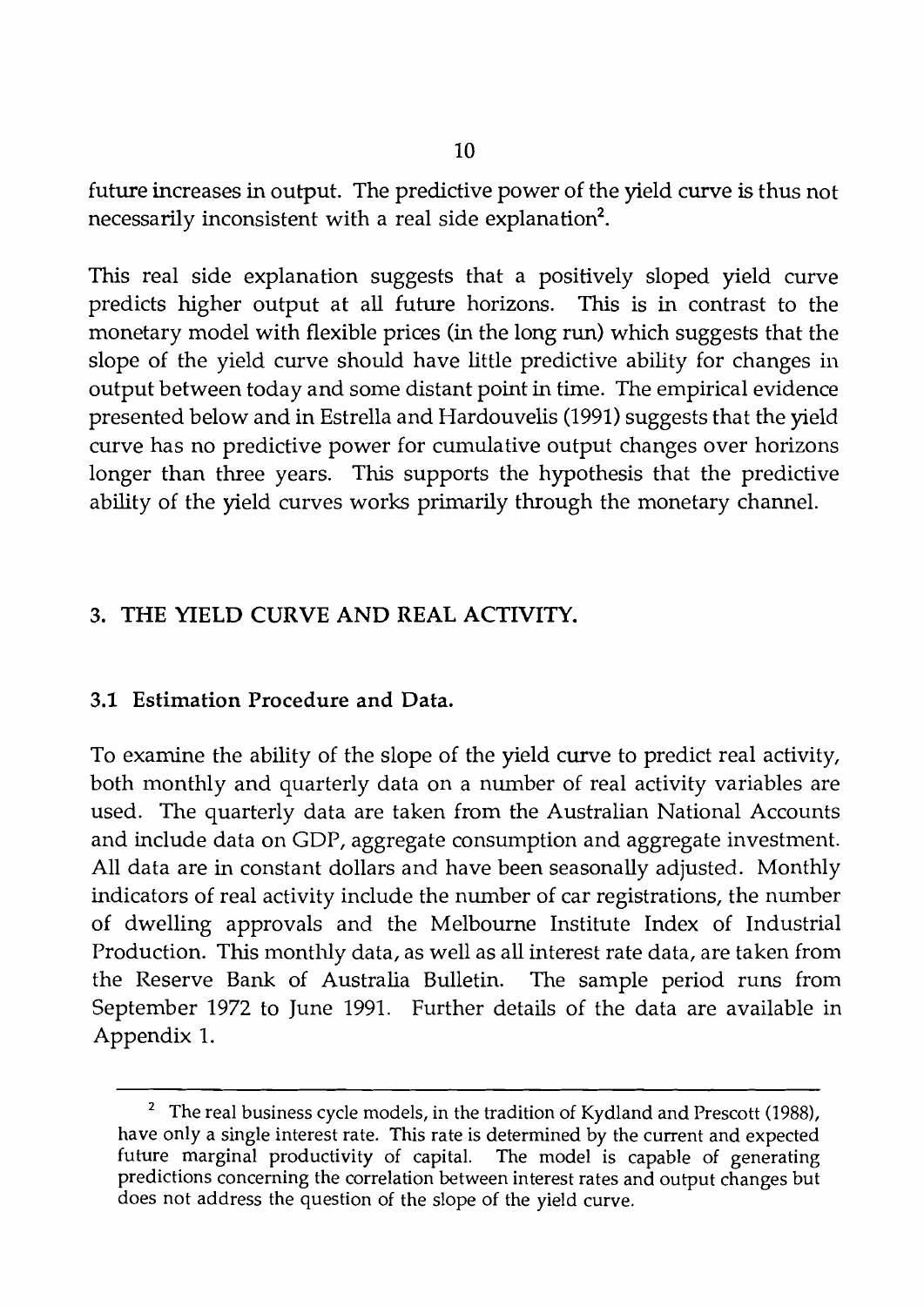future increases in output. The predictive power of the yield curve is thus not necessarily inconsistent with a real side explanation[2].

This real side explanation suggests that a positively sloped yield curve predicts higher output at all future horizons. This is in contrast to the monetary model with flexible prices (in the long run) which suggests that the slope of the yield curve should have little predictive ability for changes in output between today and some distant point in time. The empirical evidence presented below and in Estrella and Hardouvelis (1991) suggests that the yield curve has no predictive power for cumulative output changes over horizons longer than three years. This supports the hypothesis that the predictive ability of the yield curves works primarily through the monetary channel.

## 3. THE YIELD CURVE AND REAL ACTIVITY.

### 3.1 Estimation Procedure and Data.

To examine the ability of the slope of the yield curve to predict real activity, both monthly and quarterly data on a number of real activity variables are used. The quarterly data are taken from the Australian National Accounts and include data on GDP, aggregate consumption and aggregate investment. All data are in constant dollars and have been seasonally adjusted. Monthly indicators of real activity include the number of car registrations, the number of dwelling approvals and the Melbourne Institute Index of Industrial Production. This monthly data, as well as all interest rate data, are taken from the Reserve Bank of Australia Bulletin. The sample period runs from September 1972 to June 1991. Further details of the data are available in Appendix 1.

---

[2] The real business cycle models, in the tradition of Kydland and Prescott (1988), have only a single interest rate. This rate is determined by the current and expected future marginal productivity of capital. The model is capable of generating predictions concerning the correlation between interest rates and output changes but does not address the question of the slope of the yield curve.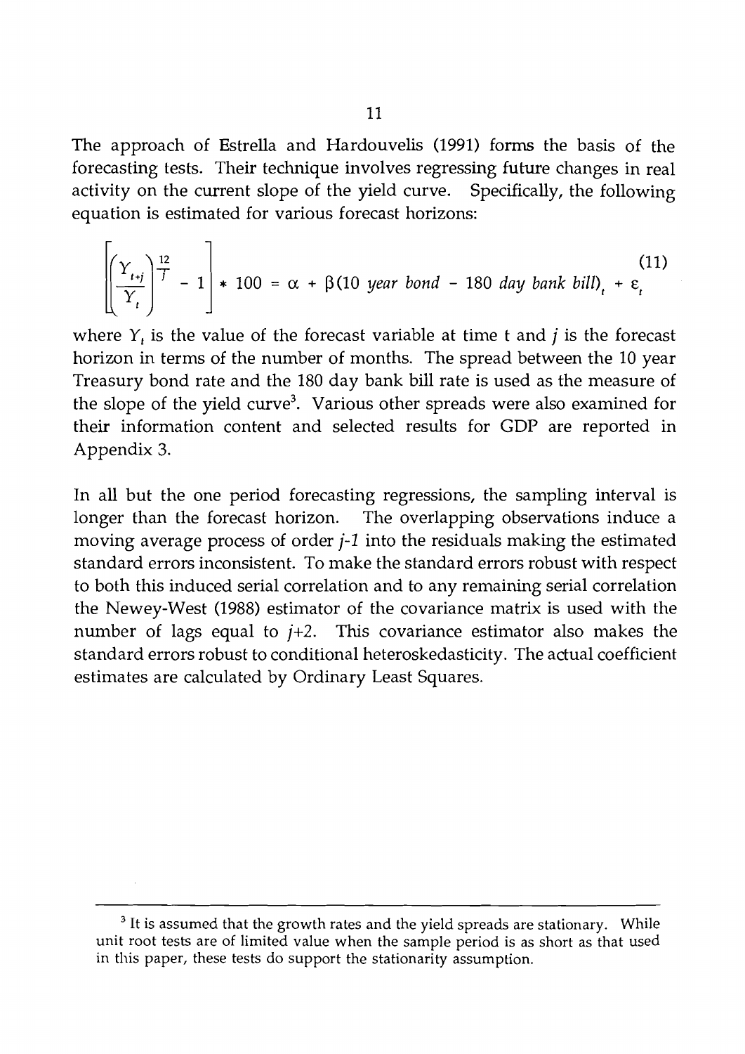The approach of Estrella and Hardouvelis (1991) forms the basis of the forecasting tests. Their technique involves regressing future changes in real activity on the current slope of the yield curve. Specifically, the following equation is estimated for various forecast horizons:

$$\left[\left(\frac{Y_{t+j}}{Y_t}\right)^{\frac{12}{j}} - 1\right] * 100 = \alpha + \beta(10 \textit{ year bond} - 180 \textit{ day bank bill})_t + \varepsilon_t \tag{11}$$

where $Y_t$ is the value of the forecast variable at time t and $j$ is the forecast horizon in terms of the number of months. The spread between the 10 year Treasury bond rate and the 180 day bank bill rate is used as the measure of the slope of the yield curve[3]. Various other spreads were also examined for their information content and selected results for GDP are reported in Appendix 3.

In all but the one period forecasting regressions, the sampling interval is longer than the forecast horizon. The overlapping observations induce a moving average process of order $j-1$ into the residuals making the estimated standard errors inconsistent. To make the standard errors robust with respect to both this induced serial correlation and to any remaining serial correlation the Newey-West (1988) estimator of the covariance matrix is used with the number of lags equal to $j+2$. This covariance estimator also makes the standard errors robust to conditional heteroskedasticity. The actual coefficient estimates are calculated by Ordinary Least Squares.

---

[3] It is assumed that the growth rates and the yield spreads are stationary. While unit root tests are of limited value when the sample period is as short as that used in this paper, these tests do support the stationarity assumption.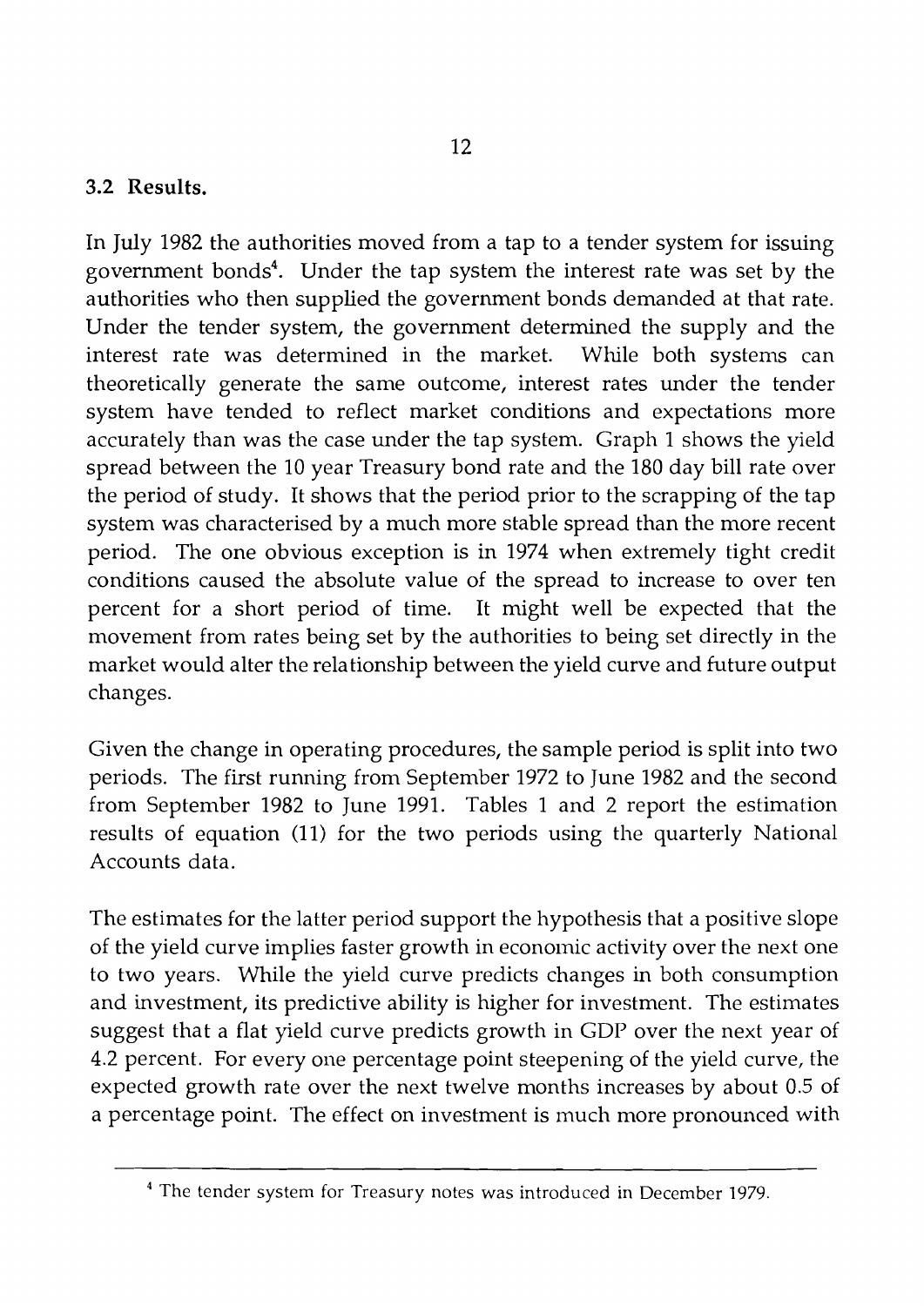### 3.2 Results.

In July 1982 the authorities moved from a tap to a tender system for issuing government bonds[4]. Under the tap system the interest rate was set by the authorities who then supplied the government bonds demanded at that rate. Under the tender system, the government determined the supply and the interest rate was determined in the market. While both systems can theoretically generate the same outcome, interest rates under the tender system have tended to reflect market conditions and expectations more accurately than was the case under the tap system. Graph 1 shows the yield spread between the 10 year Treasury bond rate and the 180 day bill rate over the period of study. It shows that the period prior to the scrapping of the tap system was characterised by a much more stable spread than the more recent period. The one obvious exception is in 1974 when extremely tight credit conditions caused the absolute value of the spread to increase to over ten percent for a short period of time. It might well be expected that the movement from rates being set by the authorities to being set directly in the market would alter the relationship between the yield curve and future output changes.

Given the change in operating procedures, the sample period is split into two periods. The first running from September 1972 to June 1982 and the second from September 1982 to June 1991. Tables 1 and 2 report the estimation results of equation (11) for the two periods using the quarterly National Accounts data.

The estimates for the latter period support the hypothesis that a positive slope of the yield curve implies faster growth in economic activity over the next one to two years. While the yield curve predicts changes in both consumption and investment, its predictive ability is higher for investment. The estimates suggest that a flat yield curve predicts growth in GDP over the next year of 4.2 percent. For every one percentage point steepening of the yield curve, the expected growth rate over the next twelve months increases by about 0.5 of a percentage point. The effect on investment is much more pronounced with

---

[4] The tender system for Treasury notes was introduced in December 1979.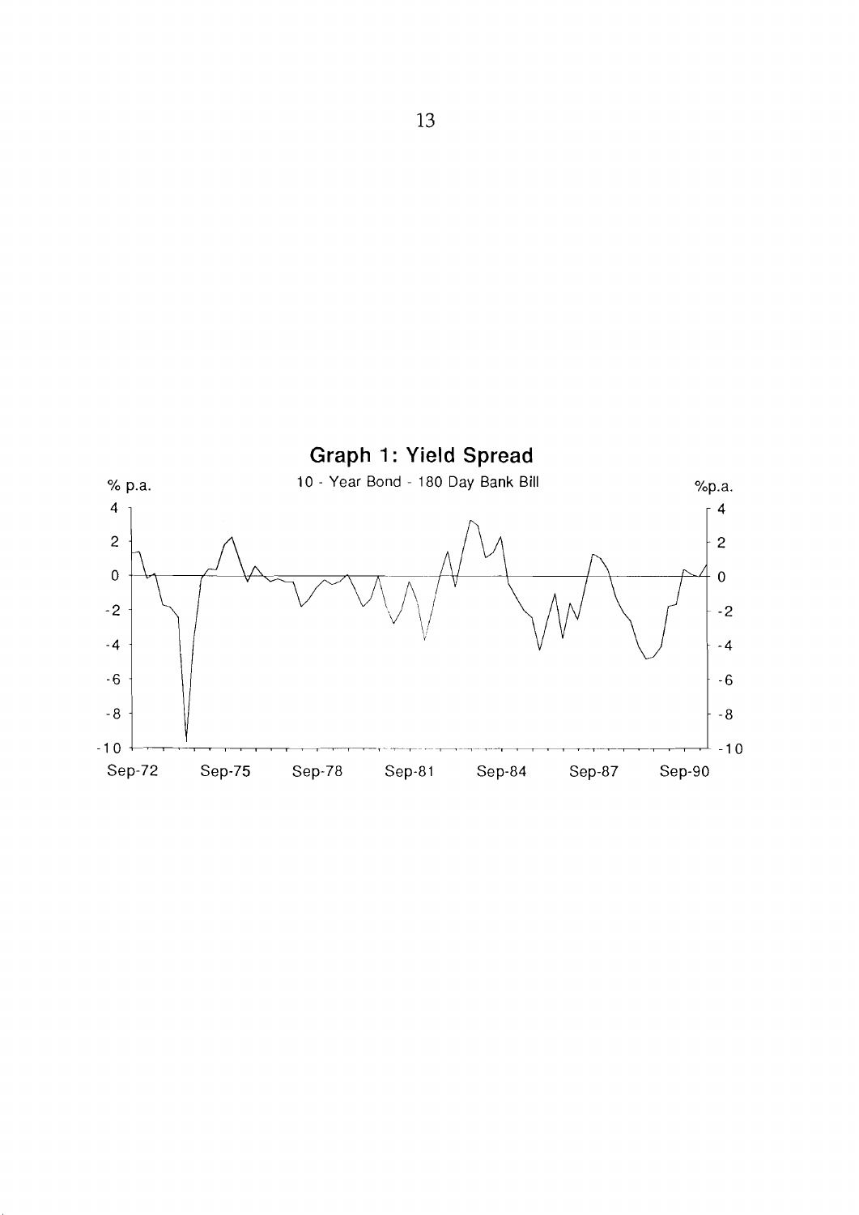**Graph 1: Yield Spread**

10 - Year Bond - 180 Day Bank Bill

% p.a.

%p.a.

4
2
0
-2
-4
-6
-8
-10

Sep-72 Sep-75 Sep-78 Sep-81 Sep-84 Sep-87 Sep-90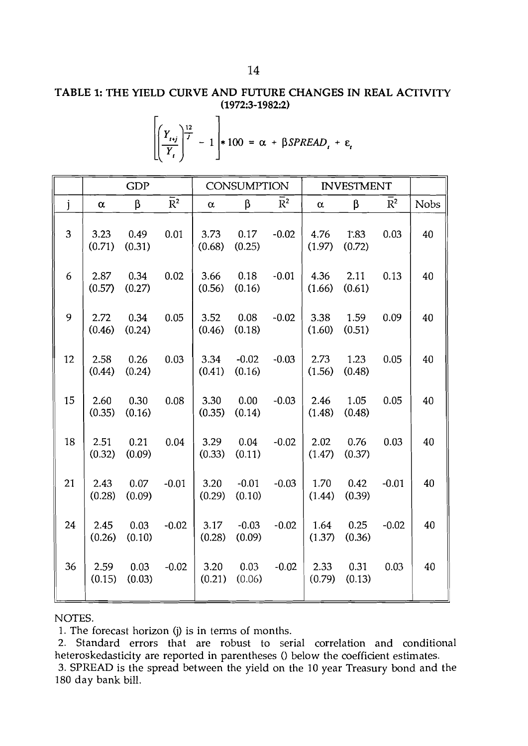**TABLE 1: THE YIELD CURVE AND FUTURE CHANGES IN REAL ACTIVITY (1972:3-1982:2)**

$$\left[\left(\frac{Y_{t+j}}{Y_t}\right)^{\frac{12}{j}} - 1\right] * 100 = \alpha + \beta SPREAD_t + \varepsilon_t$$

| | GDP | | | CONSUMPTION | | | INVESTMENT | | | |
|---|---|---|---|---|---|---|---|---|---|---|
| j | $\alpha$ | $\beta$ | $\bar{R}^2$ | $\alpha$ | $\beta$ | $\bar{R}^2$ | $\alpha$ | $\beta$ | $\bar{R}^2$ | Nobs |
| 3 | 3.23 (0.71) | 0.49 (0.31) | 0.01 | 3.73 (0.68) | 0.17 (0.25) | -0.02 | 4.76 (1.97) | 1.83 (0.72) | 0.03 | 40 |
| 6 | 2.87 (0.57) | 0.34 (0.27) | 0.02 | 3.66 (0.56) | 0.18 (0.16) | -0.01 | 4.36 (1.66) | 2.11 (0.61) | 0.13 | 40 |
| 9 | 2.72 (0.46) | 0.34 (0.24) | 0.05 | 3.52 (0.46) | 0.08 (0.18) | -0.02 | 3.38 (1.60) | 1.59 (0.51) | 0.09 | 40 |
| 12 | 2.58 (0.44) | 0.26 (0.24) | 0.03 | 3.34 (0.41) | -0.02 (0.16) | -0.03 | 2.73 (1.56) | 1.23 (0.48) | 0.05 | 40 |
| 15 | 2.60 (0.35) | 0.30 (0.16) | 0.08 | 3.30 (0.35) | 0.00 (0.14) | -0.03 | 2.46 (1.48) | 1.05 (0.48) | 0.05 | 40 |
| 18 | 2.51 (0.32) | 0.21 (0.09) | 0.04 | 3.29 (0.33) | 0.04 (0.11) | -0.02 | 2.02 (1.47) | 0.76 (0.37) | 0.03 | 40 |
| 21 | 2.43 (0.28) | 0.07 (0.09) | -0.01 | 3.20 (0.29) | -0.01 (0.10) | -0.03 | 1.70 (1.44) | 0.42 (0.39) | -0.01 | 40 |
| 24 | 2.45 (0.26) | 0.03 (0.10) | -0.02 | 3.17 (0.28) | -0.03 (0.09) | -0.02 | 1.64 (1.37) | 0.25 (0.36) | -0.02 | 40 |
| 36 | 2.59 (0.15) | 0.03 (0.03) | -0.02 | 3.20 (0.21) | 0.03 (0.06) | -0.02 | 2.33 (0.79) | 0.31 (0.13) | 0.03 | 40 |

NOTES.

1. The forecast horizon (j) is in terms of months.
2. Standard errors that are robust to serial correlation and conditional heteroskedasticity are reported in parentheses () below the coefficient estimates.
3. SPREAD is the spread between the yield on the 10 year Treasury bond and the 180 day bank bill.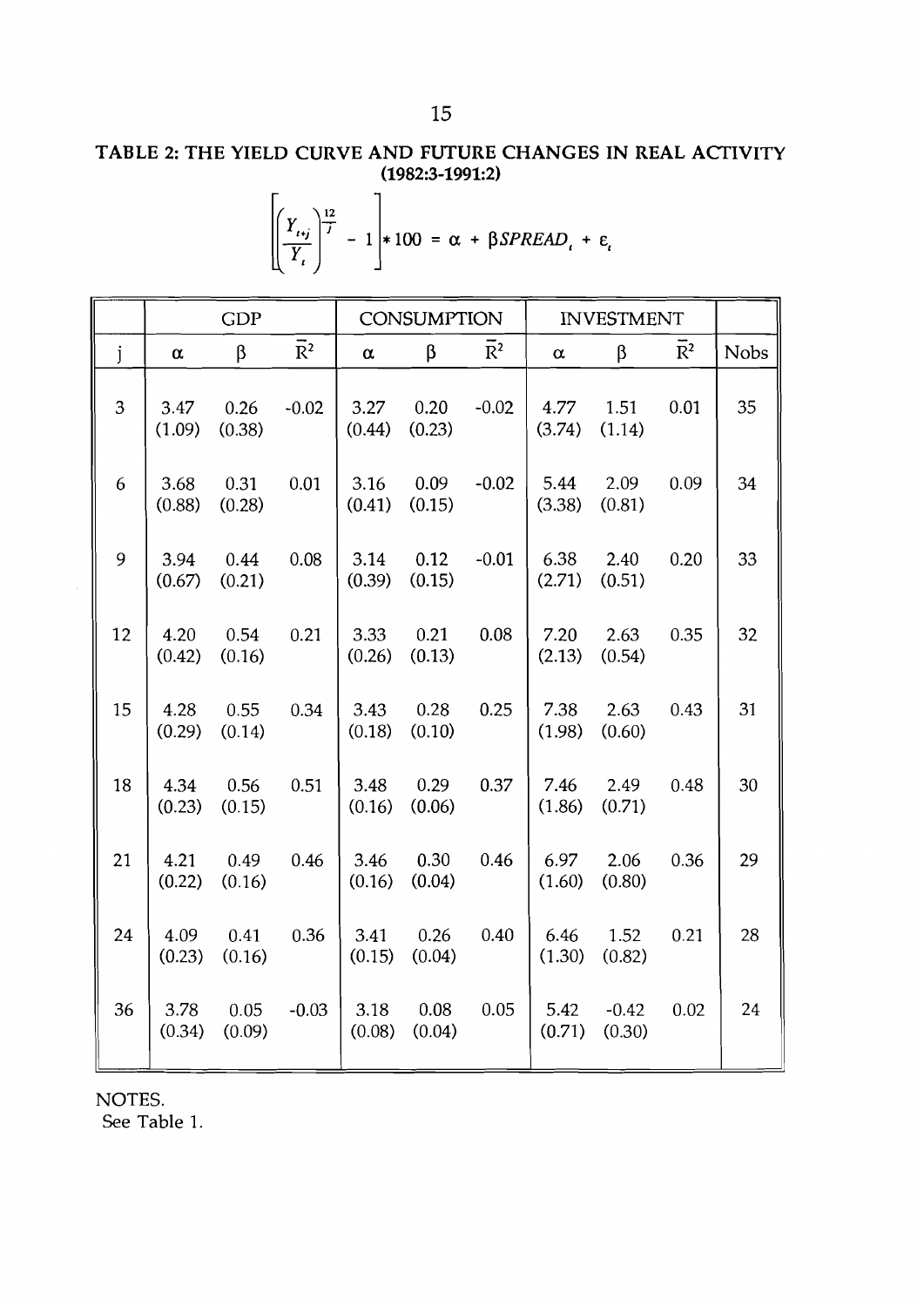## TABLE 2: THE YIELD CURVE AND FUTURE CHANGES IN REAL ACTIVITY (1982:3-1991:2)

$$\left[\left(\frac{Y_{t+j}}{Y_t}\right)^{\frac{12}{j}} - 1\right] * 100 = \alpha + \beta SPREAD_t + \varepsilon_t$$

| | GDP | | | CONSUMPTION | | | INVESTMENT | | | |
|---|---|---|---|---|---|---|---|---|---|---|
| j | $\alpha$ | $\beta$ | $\bar{R}^2$ | $\alpha$ | $\beta$ | $\bar{R}^2$ | $\alpha$ | $\beta$ | $\bar{R}^2$ | Nobs |
| 3 | 3.47 (1.09) | 0.26 (0.38) | -0.02 | 3.27 (0.44) | 0.20 (0.23) | -0.02 | 4.77 (3.74) | 1.51 (1.14) | 0.01 | 35 |
| 6 | 3.68 (0.88) | 0.31 (0.28) | 0.01 | 3.16 (0.41) | 0.09 (0.15) | -0.02 | 5.44 (3.38) | 2.09 (0.81) | 0.09 | 34 |
| 9 | 3.94 (0.67) | 0.44 (0.21) | 0.08 | 3.14 (0.39) | 0.12 (0.15) | -0.01 | 6.38 (2.71) | 2.40 (0.51) | 0.20 | 33 |
| 12 | 4.20 (0.42) | 0.54 (0.16) | 0.21 | 3.33 (0.26) | 0.21 (0.13) | 0.08 | 7.20 (2.13) | 2.63 (0.54) | 0.35 | 32 |
| 15 | 4.28 (0.29) | 0.55 (0.14) | 0.34 | 3.43 (0.18) | 0.28 (0.10) | 0.25 | 7.38 (1.98) | 2.63 (0.60) | 0.43 | 31 |
| 18 | 4.34 (0.23) | 0.56 (0.15) | 0.51 | 3.48 (0.16) | 0.29 (0.06) | 0.37 | 7.46 (1.86) | 2.49 (0.71) | 0.48 | 30 |
| 21 | 4.21 (0.22) | 0.49 (0.16) | 0.46 | 3.46 (0.16) | 0.30 (0.04) | 0.46 | 6.97 (1.60) | 2.06 (0.80) | 0.36 | 29 |
| 24 | 4.09 (0.23) | 0.41 (0.16) | 0.36 | 3.41 (0.15) | 0.26 (0.04) | 0.40 | 6.46 (1.30) | 1.52 (0.82) | 0.21 | 28 |
| 36 | 3.78 (0.34) | 0.05 (0.09) | -0.03 | 3.18 (0.08) | 0.08 (0.04) | 0.05 | 5.42 (0.71) | -0.42 (0.30) | 0.02 | 24 |

NOTES.
See Table 1.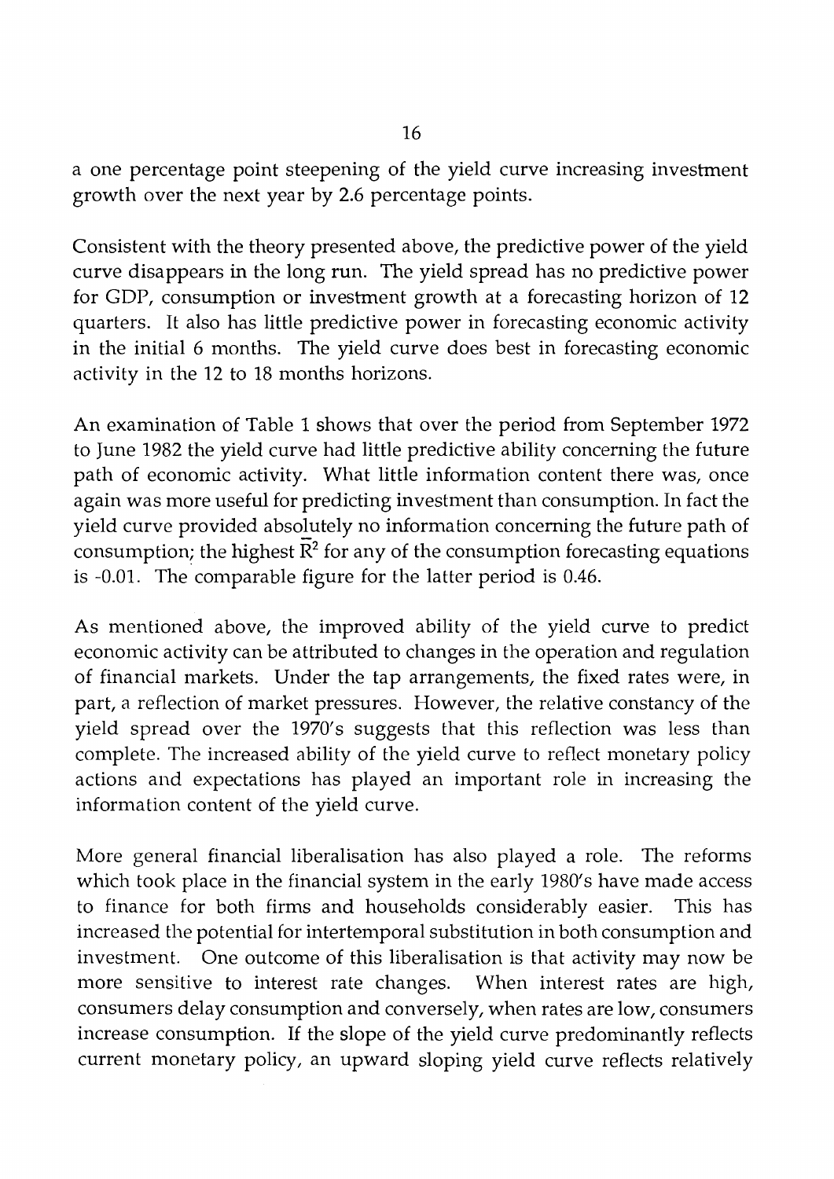a one percentage point steepening of the yield curve increasing investment growth over the next year by 2.6 percentage points.

Consistent with the theory presented above, the predictive power of the yield curve disappears in the long run. The yield spread has no predictive power for GDP, consumption or investment growth at a forecasting horizon of 12 quarters. It also has little predictive power in forecasting economic activity in the initial 6 months. The yield curve does best in forecasting economic activity in the 12 to 18 months horizons.

An examination of Table 1 shows that over the period from September 1972 to June 1982 the yield curve had little predictive ability concerning the future path of economic activity. What little information content there was, once again was more useful for predicting investment than consumption. In fact the yield curve provided absolutely no information concerning the future path of consumption; the highest $\bar{R}^2$ for any of the consumption forecasting equations is -0.01. The comparable figure for the latter period is 0.46.

As mentioned above, the improved ability of the yield curve to predict economic activity can be attributed to changes in the operation and regulation of financial markets. Under the tap arrangements, the fixed rates were, in part, a reflection of market pressures. However, the relative constancy of the yield spread over the 1970's suggests that this reflection was less than complete. The increased ability of the yield curve to reflect monetary policy actions and expectations has played an important role in increasing the information content of the yield curve.

More general financial liberalisation has also played a role. The reforms which took place in the financial system in the early 1980's have made access to finance for both firms and households considerably easier. This has increased the potential for intertemporal substitution in both consumption and investment. One outcome of this liberalisation is that activity may now be more sensitive to interest rate changes. When interest rates are high, consumers delay consumption and conversely, when rates are low, consumers increase consumption. If the slope of the yield curve predominantly reflects current monetary policy, an upward sloping yield curve reflects relatively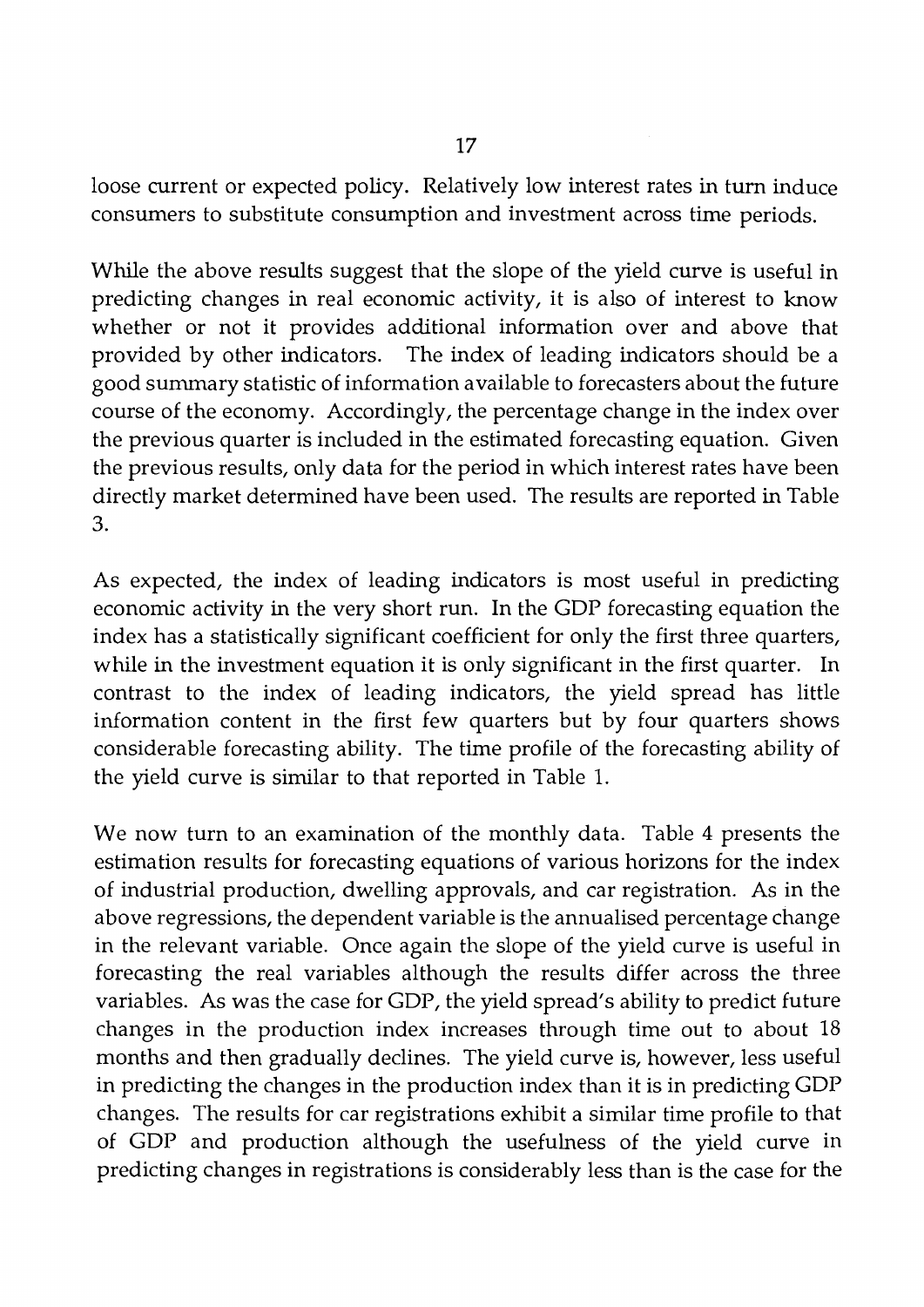loose current or expected policy. Relatively low interest rates in turn induce consumers to substitute consumption and investment across time periods.

While the above results suggest that the slope of the yield curve is useful in predicting changes in real economic activity, it is also of interest to know whether or not it provides additional information over and above that provided by other indicators. The index of leading indicators should be a good summary statistic of information available to forecasters about the future course of the economy. Accordingly, the percentage change in the index over the previous quarter is included in the estimated forecasting equation. Given the previous results, only data for the period in which interest rates have been directly market determined have been used. The results are reported in Table 3.

As expected, the index of leading indicators is most useful in predicting economic activity in the very short run. In the GDP forecasting equation the index has a statistically significant coefficient for only the first three quarters, while in the investment equation it is only significant in the first quarter. In contrast to the index of leading indicators, the yield spread has little information content in the first few quarters but by four quarters shows considerable forecasting ability. The time profile of the forecasting ability of the yield curve is similar to that reported in Table 1.

We now turn to an examination of the monthly data. Table 4 presents the estimation results for forecasting equations of various horizons for the index of industrial production, dwelling approvals, and car registration. As in the above regressions, the dependent variable is the annualised percentage change in the relevant variable. Once again the slope of the yield curve is useful in forecasting the real variables although the results differ across the three variables. As was the case for GDP, the yield spread's ability to predict future changes in the production index increases through time out to about 18 months and then gradually declines. The yield curve is, however, less useful in predicting the changes in the production index than it is in predicting GDP changes. The results for car registrations exhibit a similar time profile to that of GDP and production although the usefulness of the yield curve in predicting changes in registrations is considerably less than is the case for the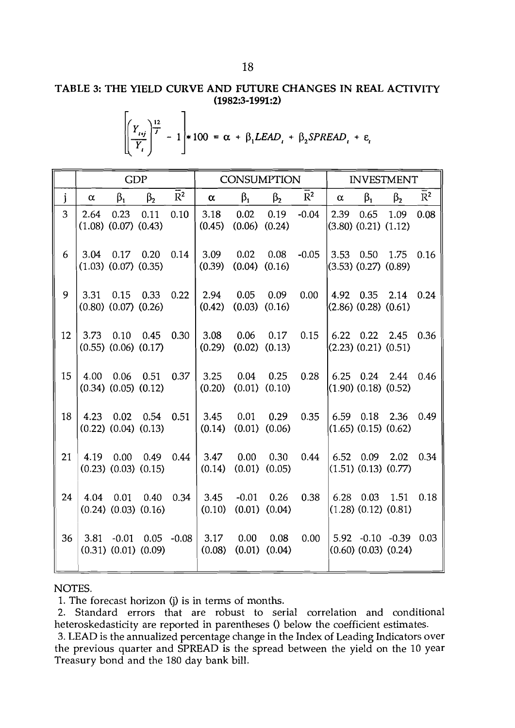**TABLE 3: THE YIELD CURVE AND FUTURE CHANGES IN REAL ACTIVITY (1982:3-1991:2)**

$$\left[\left(\frac{Y_{t+j}}{Y_t}\right)^{\frac{12}{j}} - 1\right] * 100 = \alpha + \beta_1 LEAD_t + \beta_2 SPREAD_t + \varepsilon_t$$

| | GDP | | | | CONSUMPTION | | | | INVESTMENT | | | |
|---|---|---|---|---|---|---|---|---|---|---|---|---|
| j | $\alpha$ | $\beta_1$ | $\beta_2$ | $\bar{R}^2$ | $\alpha$ | $\beta_1$ | $\beta_2$ | $\bar{R}^2$ | $\alpha$ | $\beta_1$ | $\beta_2$ | $\bar{R}^2$ |
| 3 | 2.64 (1.08) | 0.23 (0.07) | 0.11 (0.43) | 0.10 | 3.18 (0.45) | 0.02 (0.06) | 0.19 (0.24) | -0.04 | 2.39 (3.80) | 0.65 (0.21) | 1.09 (1.12) | 0.08 |
| 6 | 3.04 (1.03) | 0.17 (0.07) | 0.20 (0.35) | 0.14 | 3.09 (0.39) | 0.02 (0.04) | 0.08 (0.16) | -0.05 | 3.53 (3.53) | 0.50 (0.27) | 1.75 (0.89) | 0.16 |
| 9 | 3.31 (0.80) | 0.15 (0.07) | 0.33 (0.26) | 0.22 | 2.94 (0.42) | 0.05 (0.03) | 0.09 (0.16) | 0.00 | 4.92 (2.86) | 0.35 (0.28) | 2.14 (0.61) | 0.24 |
| 12 | 3.73 (0.55) | 0.10 (0.06) | 0.45 (0.17) | 0.30 | 3.08 (0.29) | 0.06 (0.02) | 0.17 (0.13) | 0.15 | 6.22 (2.23) | 0.22 (0.21) | 2.45 (0.51) | 0.36 |
| 15 | 4.00 (0.34) | 0.06 (0.05) | 0.51 (0.12) | 0.37 | 3.25 (0.20) | 0.04 (0.01) | 0.25 (0.10) | 0.28 | 6.25 (1.90) | 0.24 (0.18) | 2.44 (0.52) | 0.46 |
| 18 | 4.23 (0.22) | 0.02 (0.04) | 0.54 (0.13) | 0.51 | 3.45 (0.14) | 0.01 (0.01) | 0.29 (0.06) | 0.35 | 6.59 (1.65) | 0.18 (0.15) | 2.36 (0.62) | 0.49 |
| 21 | 4.19 (0.23) | 0.00 (0.03) | 0.49 (0.15) | 0.44 | 3.47 (0.14) | 0.00 (0.01) | 0.30 (0.05) | 0.44 | 6.52 (1.51) | 0.09 (0.13) | 2.02 (0.77) | 0.34 |
| 24 | 4.04 (0.24) | 0.01 (0.03) | 0.40 (0.16) | 0.34 | 3.45 (0.10) | -0.01 (0.01) | 0.26 (0.04) | 0.38 | 6.28 (1.28) | 0.03 (0.12) | 1.51 (0.81) | 0.18 |
| 36 | 3.81 (0.31) | -0.01 (0.01) | 0.05 (0.09) | -0.08 | 3.17 (0.08) | 0.00 (0.01) | 0.08 (0.04) | 0.00 | 5.92 (0.60) | -0.10 (0.03) | -0.39 (0.24) | 0.03 |

NOTES.

1. The forecast horizon (j) is in terms of months.
2. Standard errors that are robust to serial correlation and conditional heteroskedasticity are reported in parentheses () below the coefficient estimates.
3. LEAD is the annualized percentage change in the Index of Leading Indicators over the previous quarter and SPREAD is the spread between the yield on the 10 year Treasury bond and the 180 day bank bill.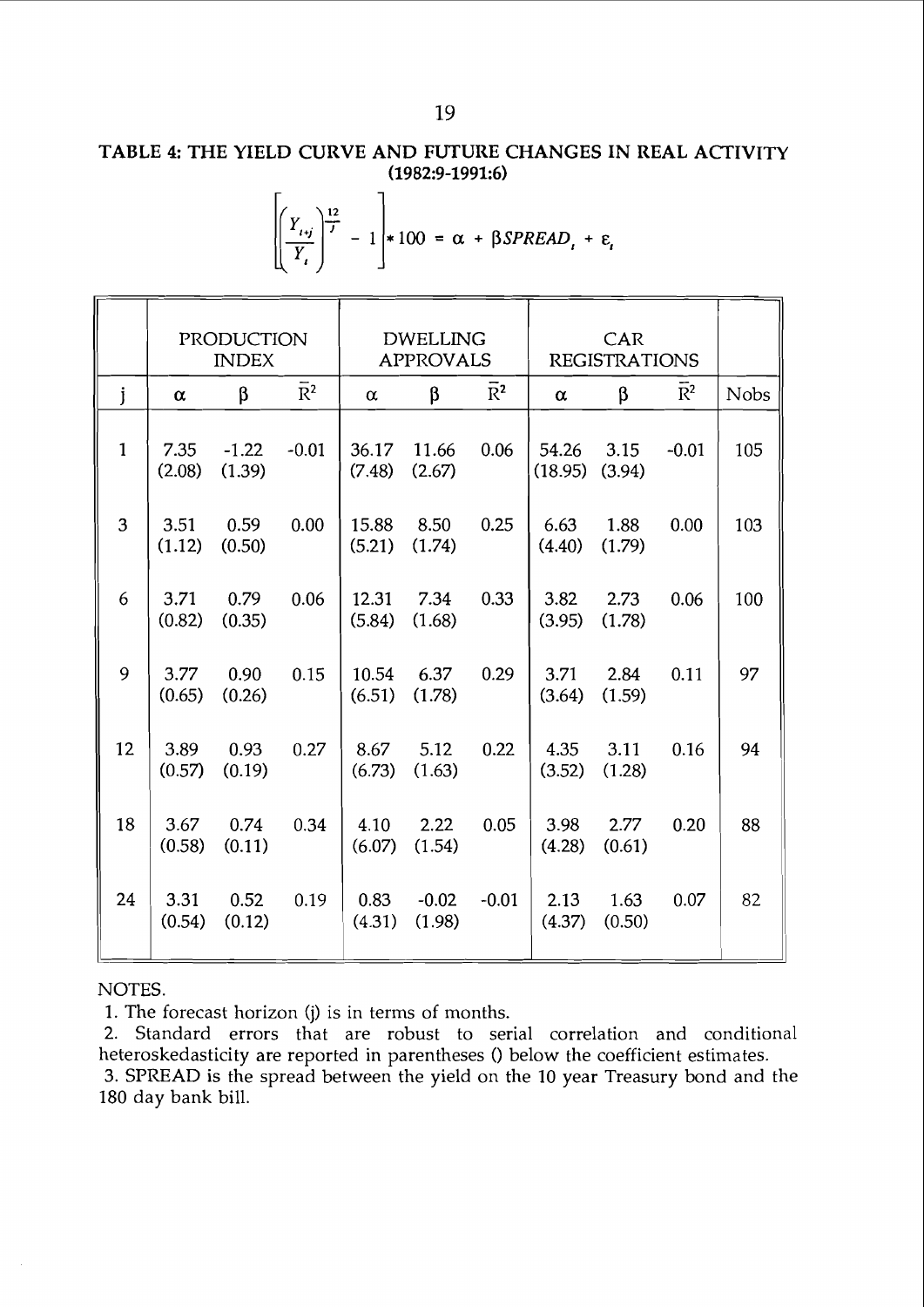**TABLE 4: THE YIELD CURVE AND FUTURE CHANGES IN REAL ACTIVITY (1982:9-1991:6)**

$$\left[\left(\frac{Y_{t+j}}{Y_t}\right)^{\frac{12}{j}} - 1\right] * 100 = \alpha + \beta SPREAD_t + \varepsilon_t$$

| | PRODUCTION INDEX | | | DWELLING APPROVALS | | | CAR REGISTRATIONS | | | |
|---|---|---|---|---|---|---|---|---|---|---|
| j | $\alpha$ | $\beta$ | $\bar{R}^2$ | $\alpha$ | $\beta$ | $\bar{R}^2$ | $\alpha$ | $\beta$ | $\bar{R}^2$ | Nobs |
| 1 | 7.35 (2.08) | -1.22 (1.39) | -0.01 | 36.17 (7.48) | 11.66 (2.67) | 0.06 | 54.26 (18.95) | 3.15 (3.94) | -0.01 | 105 |
| 3 | 3.51 (1.12) | 0.59 (0.50) | 0.00 | 15.88 (5.21) | 8.50 (1.74) | 0.25 | 6.63 (4.40) | 1.88 (1.79) | 0.00 | 103 |
| 6 | 3.71 (0.82) | 0.79 (0.35) | 0.06 | 12.31 (5.84) | 7.34 (1.68) | 0.33 | 3.82 (3.95) | 2.73 (1.78) | 0.06 | 100 |
| 9 | 3.77 (0.65) | 0.90 (0.26) | 0.15 | 10.54 (6.51) | 6.37 (1.78) | 0.29 | 3.71 (3.64) | 2.84 (1.59) | 0.11 | 97 |
| 12 | 3.89 (0.57) | 0.93 (0.19) | 0.27 | 8.67 (6.73) | 5.12 (1.63) | 0.22 | 4.35 (3.52) | 3.11 (1.28) | 0.16 | 94 |
| 18 | 3.67 (0.58) | 0.74 (0.11) | 0.34 | 4.10 (6.07) | 2.22 (1.54) | 0.05 | 3.98 (4.28) | 2.77 (0.61) | 0.20 | 88 |
| 24 | 3.31 (0.54) | 0.52 (0.12) | 0.19 | 0.83 (4.31) | -0.02 (1.98) | -0.01 | 2.13 (4.37) | 1.63 (0.50) | 0.07 | 82 |

NOTES.

1. The forecast horizon (j) is in terms of months.
2. Standard errors that are robust to serial correlation and conditional heteroskedasticity are reported in parentheses () below the coefficient estimates.
3. SPREAD is the spread between the yield on the 10 year Treasury bond and the 180 day bank bill.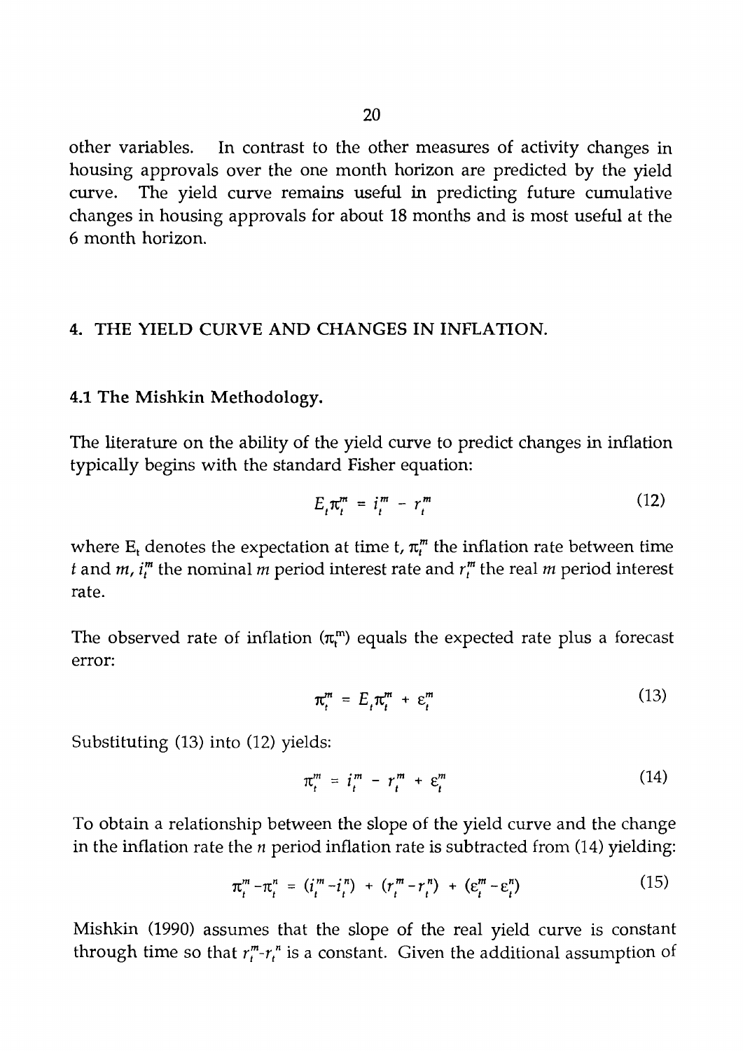other variables. In contrast to the other measures of activity changes in housing approvals over the one month horizon are predicted by the yield curve. The yield curve remains useful in predicting future cumulative changes in housing approvals for about 18 months and is most useful at the 6 month horizon.

## 4. THE YIELD CURVE AND CHANGES IN INFLATION.

### 4.1 The Mishkin Methodology.

The literature on the ability of the yield curve to predict changes in inflation typically begins with the standard Fisher equation:

$$E_t \pi_t^m = i_t^m - r_t^m \tag{12}$$

where $E_t$ denotes the expectation at time t, $\pi_t^m$ the inflation rate between time $t$ and $m$, $i_t^m$ the nominal $m$ period interest rate and $r_t^m$ the real $m$ period interest rate.

The observed rate of inflation ($\pi_t^m$) equals the expected rate plus a forecast error:

$$\pi_t^m = E_t \pi_t^m + \varepsilon_t^m \tag{13}$$

Substituting (13) into (12) yields:

$$\pi_t^m = i_t^m - r_t^m + \varepsilon_t^m \tag{14}$$

To obtain a relationship between the slope of the yield curve and the change in the inflation rate the $n$ period inflation rate is subtracted from (14) yielding:

$$\pi_t^m - \pi_t^n = (i_t^m - i_t^n) + (r_t^m - r_t^n) + (\varepsilon_t^m - \varepsilon_t^n) \tag{15}$$

Mishkin (1990) assumes that the slope of the real yield curve is constant through time so that $r_t^m$-$r_t^n$ is a constant. Given the additional assumption of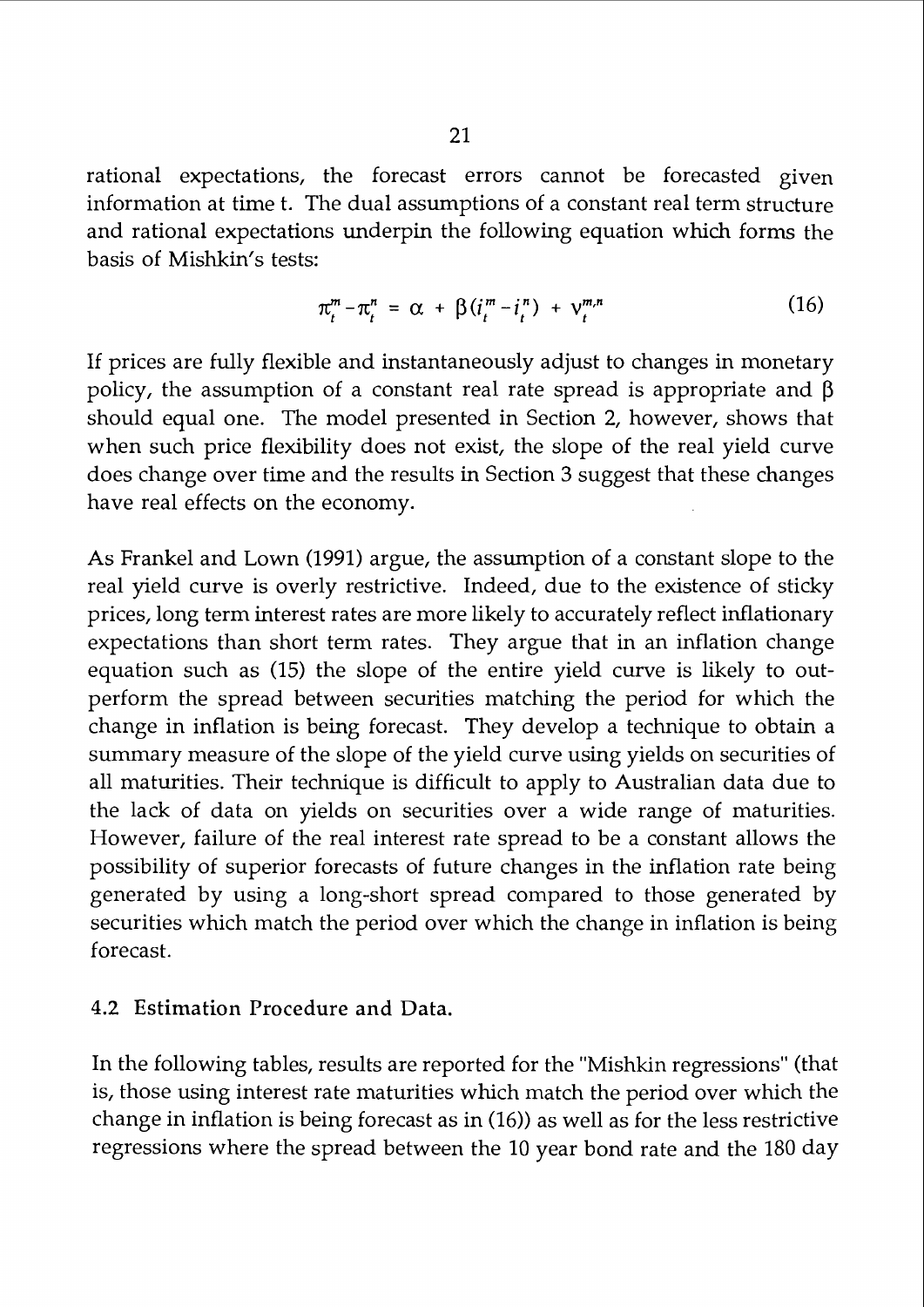rational expectations, the forecast errors cannot be forecasted given information at time t. The dual assumptions of a constant real term structure and rational expectations underpin the following equation which forms the basis of Mishkin's tests:

$$\pi_t^m - \pi_t^n = \alpha + \beta(i_t^m - i_t^n) + v_t^{m,n} \tag{16}$$

If prices are fully flexible and instantaneously adjust to changes in monetary policy, the assumption of a constant real rate spread is appropriate and $\beta$ should equal one. The model presented in Section 2, however, shows that when such price flexibility does not exist, the slope of the real yield curve does change over time and the results in Section 3 suggest that these changes have real effects on the economy.

As Frankel and Lown (1991) argue, the assumption of a constant slope to the real yield curve is overly restrictive. Indeed, due to the existence of sticky prices, long term interest rates are more likely to accurately reflect inflationary expectations than short term rates. They argue that in an inflation change equation such as (15) the slope of the entire yield curve is likely to outperform the spread between securities matching the period for which the change in inflation is being forecast. They develop a technique to obtain a summary measure of the slope of the yield curve using yields on securities of all maturities. Their technique is difficult to apply to Australian data due to the lack of data on yields on securities over a wide range of maturities. However, failure of the real interest rate spread to be a constant allows the possibility of superior forecasts of future changes in the inflation rate being generated by using a long-short spread compared to those generated by securities which match the period over which the change in inflation is being forecast.

### 4.2 Estimation Procedure and Data.

In the following tables, results are reported for the "Mishkin regressions" (that is, those using interest rate maturities which match the period over which the change in inflation is being forecast as in (16)) as well as for the less restrictive regressions where the spread between the 10 year bond rate and the 180 day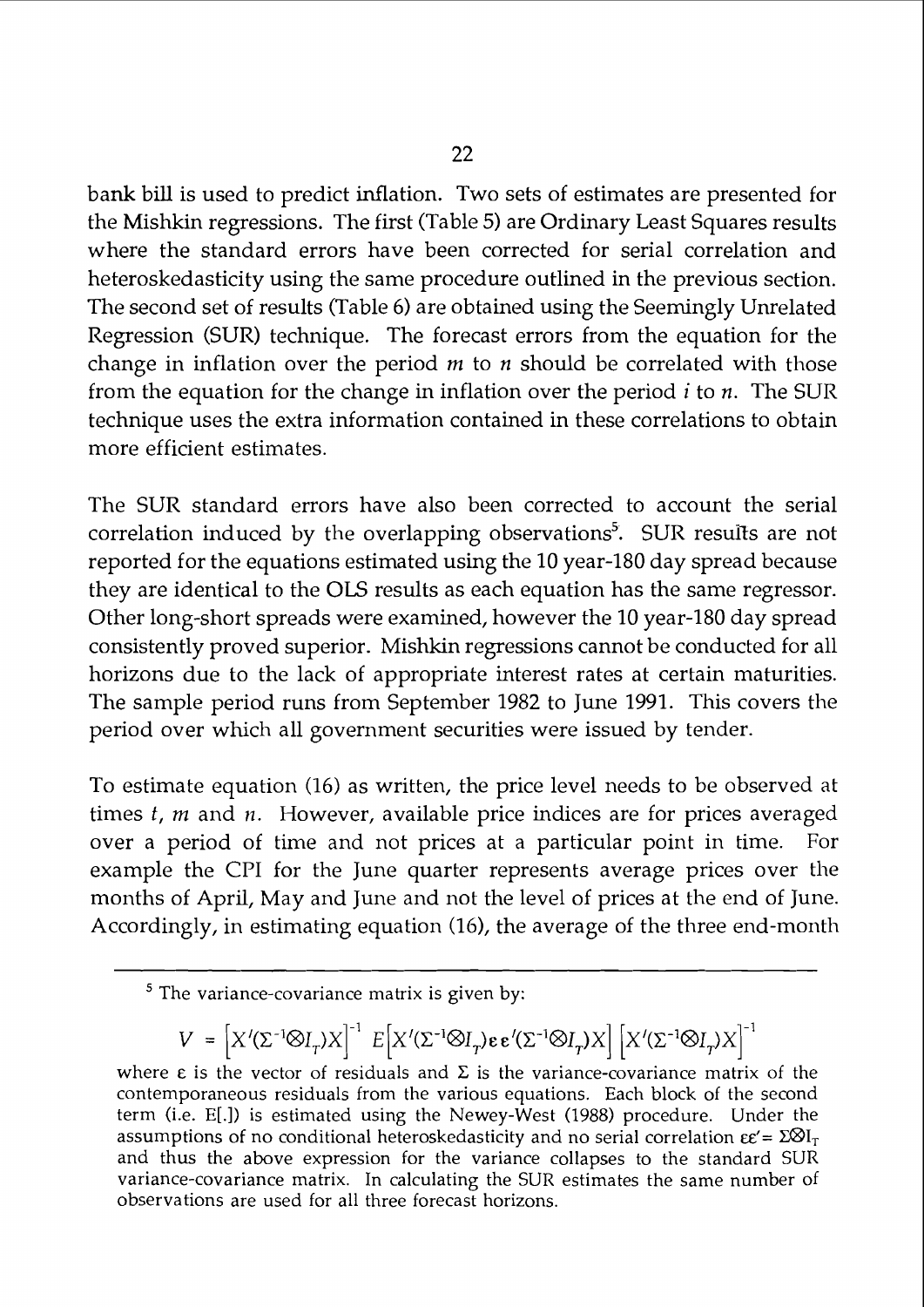bank bill is used to predict inflation. Two sets of estimates are presented for the Mishkin regressions. The first (Table 5) are Ordinary Least Squares results where the standard errors have been corrected for serial correlation and heteroskedasticity using the same procedure outlined in the previous section. The second set of results (Table 6) are obtained using the Seemingly Unrelated Regression (SUR) technique. The forecast errors from the equation for the change in inflation over the period $m$ to $n$ should be correlated with those from the equation for the change in inflation over the period $i$ to $n$. The SUR technique uses the extra information contained in these correlations to obtain more efficient estimates.

The SUR standard errors have also been corrected to account the serial correlation induced by the overlapping observations[5]. SUR results are not reported for the equations estimated using the 10 year-180 day spread because they are identical to the OLS results as each equation has the same regressor. Other long-short spreads were examined, however the 10 year-180 day spread consistently proved superior. Mishkin regressions cannot be conducted for all horizons due to the lack of appropriate interest rates at certain maturities. The sample period runs from September 1982 to June 1991. This covers the period over which all government securities were issued by tender.

To estimate equation (16) as written, the price level needs to be observed at times $t$, $m$ and $n$. However, available price indices are for prices averaged over a period of time and not prices at a particular point in time. For example the CPI for the June quarter represents average prices over the months of April, May and June and not the level of prices at the end of June. Accordingly, in estimating equation (16), the average of the three end-month

---

[5] The variance-covariance matrix is given by:

$$V = \left[X'(\Sigma^{-1}\otimes I_T)X\right]^{-1} \; E\left[X'(\Sigma^{-1}\otimes I_T)\varepsilon\,\varepsilon'(\Sigma^{-1}\otimes I_T)X\right] \; \left[X'(\Sigma^{-1}\otimes I_T)X\right]^{-1}$$

where $\varepsilon$ is the vector of residuals and $\Sigma$ is the variance-covariance matrix of the contemporaneous residuals from the various equations. Each block of the second term (i.e. E[.]) is estimated using the Newey-West (1988) procedure. Under the assumptions of no conditional heteroskedasticity and no serial correlation $\varepsilon\varepsilon' = \Sigma\otimes I_T$ and thus the above expression for the variance collapses to the standard SUR variance-covariance matrix. In calculating the SUR estimates the same number of observations are used for all three forecast horizons.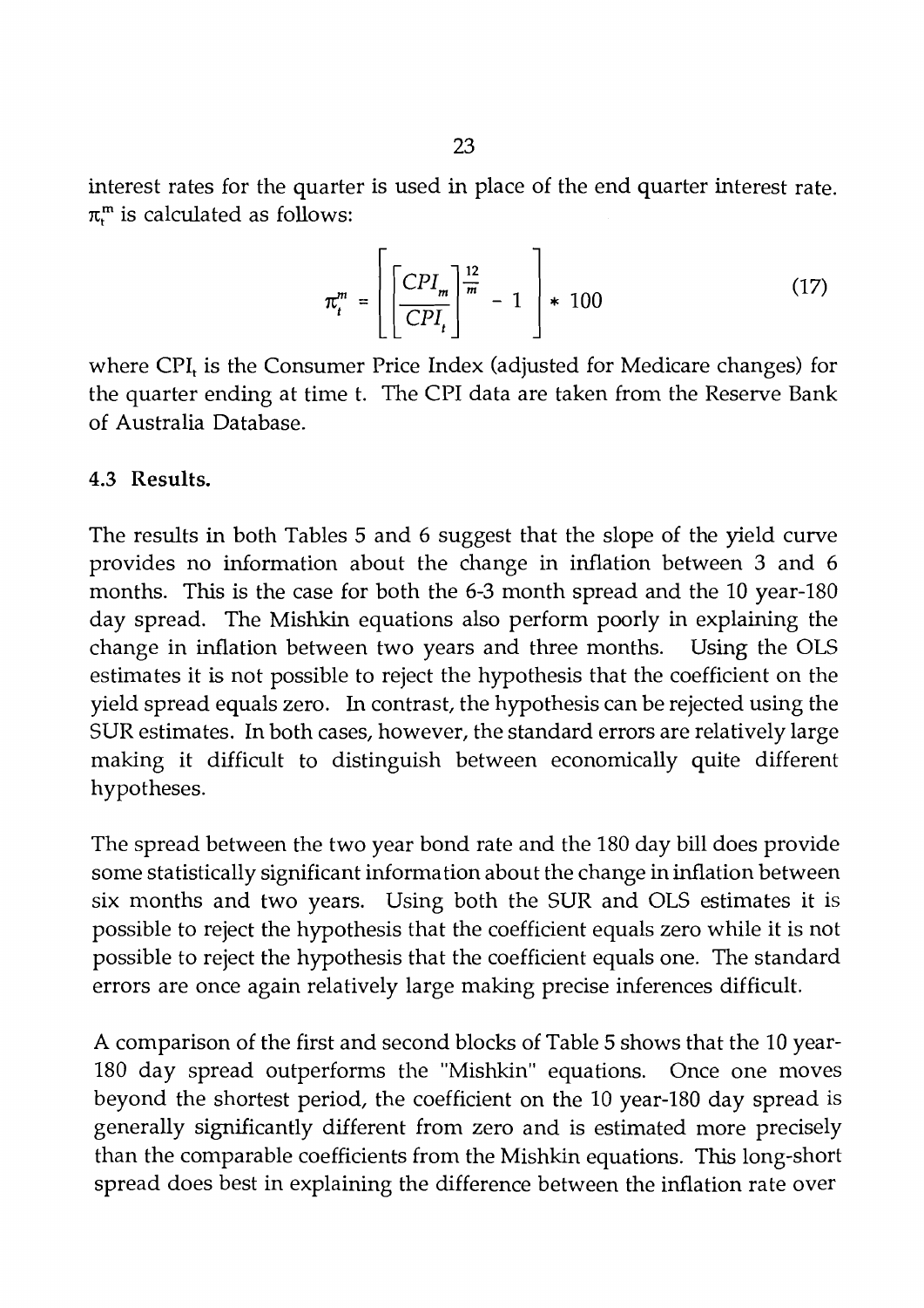interest rates for the quarter is used in place of the end quarter interest rate. $\pi_t^m$ is calculated as follows:

$$\pi_t^m = \left[ \left[ \frac{CPI_m}{CPI_t} \right]^{\frac{12}{m}} - 1 \right] * 100 \tag{17}$$

where $CPI_t$ is the Consumer Price Index (adjusted for Medicare changes) for the quarter ending at time t. The CPI data are taken from the Reserve Bank of Australia Database.

### 4.3 Results.

The results in both Tables 5 and 6 suggest that the slope of the yield curve provides no information about the change in inflation between 3 and 6 months. This is the case for both the 6-3 month spread and the 10 year-180 day spread. The Mishkin equations also perform poorly in explaining the change in inflation between two years and three months. Using the OLS estimates it is not possible to reject the hypothesis that the coefficient on the yield spread equals zero. In contrast, the hypothesis can be rejected using the SUR estimates. In both cases, however, the standard errors are relatively large making it difficult to distinguish between economically quite different hypotheses.

The spread between the two year bond rate and the 180 day bill does provide some statistically significant information about the change in inflation between six months and two years. Using both the SUR and OLS estimates it is possible to reject the hypothesis that the coefficient equals zero while it is not possible to reject the hypothesis that the coefficient equals one. The standard errors are once again relatively large making precise inferences difficult.

A comparison of the first and second blocks of Table 5 shows that the 10 year-180 day spread outperforms the "Mishkin" equations. Once one moves beyond the shortest period, the coefficient on the 10 year-180 day spread is generally significantly different from zero and is estimated more precisely than the comparable coefficients from the Mishkin equations. This long-short spread does best in explaining the difference between the inflation rate over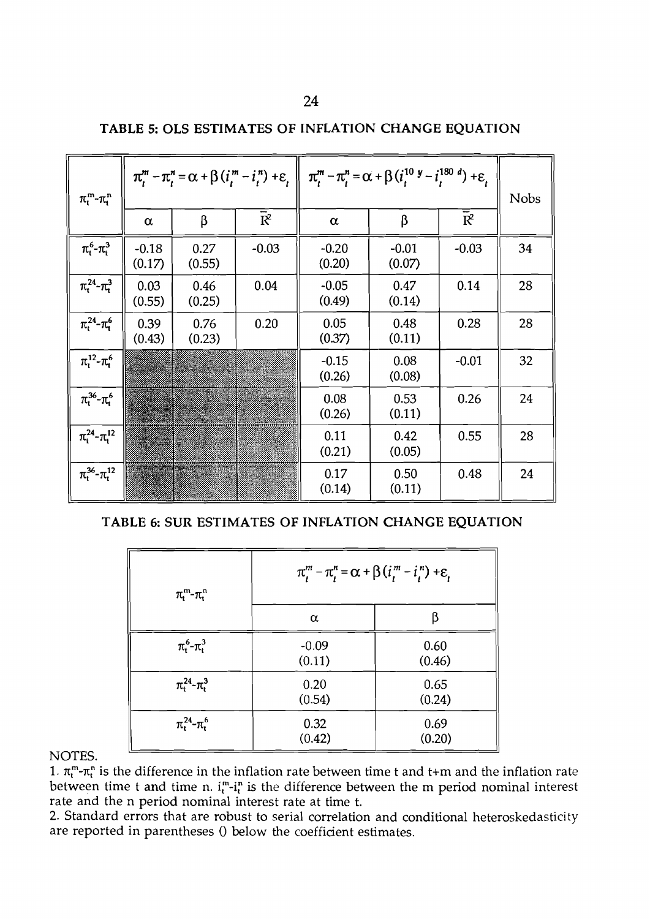## TABLE 5: OLS ESTIMATES OF INFLATION CHANGE EQUATION

| $\pi_t^m - \pi_t^n$ | $\pi_t^m - \pi_t^n = \alpha + \beta(i_t^m - i_t^n) + \varepsilon_t$ | | | $\pi_t^m - \pi_t^n = \alpha + \beta(i_t^{10\,y} - i_t^{180\,d}) + \varepsilon_t$ | | | Nobs |
|---|---|---|---|---|---|---|---|
| | $\alpha$ | $\beta$ | $\bar{R}^2$ | $\alpha$ | $\beta$ | $\bar{R}^2$ | |
| $\pi_t^6 - \pi_t^3$ | -0.18 (0.17) | 0.27 (0.55) | -0.03 | -0.20 (0.20) | -0.01 (0.07) | -0.03 | 34 |
| $\pi_t^{24} - \pi_t^3$ | 0.03 (0.55) | 0.46 (0.25) | 0.04 | -0.05 (0.49) | 0.47 (0.14) | 0.14 | 28 |
| $\pi_t^{24} - \pi_t^6$ | 0.39 (0.43) | 0.76 (0.23) | 0.20 | 0.05 (0.37) | 0.48 (0.11) | 0.28 | 28 |
| $\pi_t^{12} - \pi_t^6$ | | | | -0.15 (0.26) | 0.08 (0.08) | -0.01 | 32 |
| $\pi_t^{36} - \pi_t^6$ | | | | 0.08 (0.26) | 0.53 (0.11) | 0.26 | 24 |
| $\pi_t^{24} - \pi_t^{12}$ | | | | 0.11 (0.21) | 0.42 (0.05) | 0.55 | 28 |
| $\pi_t^{36} - \pi_t^{12}$ | | | | 0.17 (0.14) | 0.50 (0.11) | 0.48 | 24 |

## TABLE 6: SUR ESTIMATES OF INFLATION CHANGE EQUATION

| $\pi_t^m - \pi_t^n$ | $\pi_t^m - \pi_t^n = \alpha + \beta(i_t^m - i_t^n) + \varepsilon_t$ | |
|---|---|---|
| | $\alpha$ | $\beta$ |
| $\pi_t^6 - \pi_t^3$ | -0.09 (0.11) | 0.60 (0.46) |
| $\pi_t^{24} - \pi_t^3$ | 0.20 (0.54) | 0.65 (0.24) |
| $\pi_t^{24} - \pi_t^6$ | 0.32 (0.42) | 0.69 (0.20) |

NOTES.

1. $\pi_t^m - \pi_t^n$ is the difference in the inflation rate between time t and t+m and the inflation rate between time t and time n. $i_t^m - i_t^n$ is the difference between the m period nominal interest rate and the n period nominal interest rate at time t.
2. Standard errors that are robust to serial correlation and conditional heteroskedasticity are reported in parentheses () below the coefficient estimates.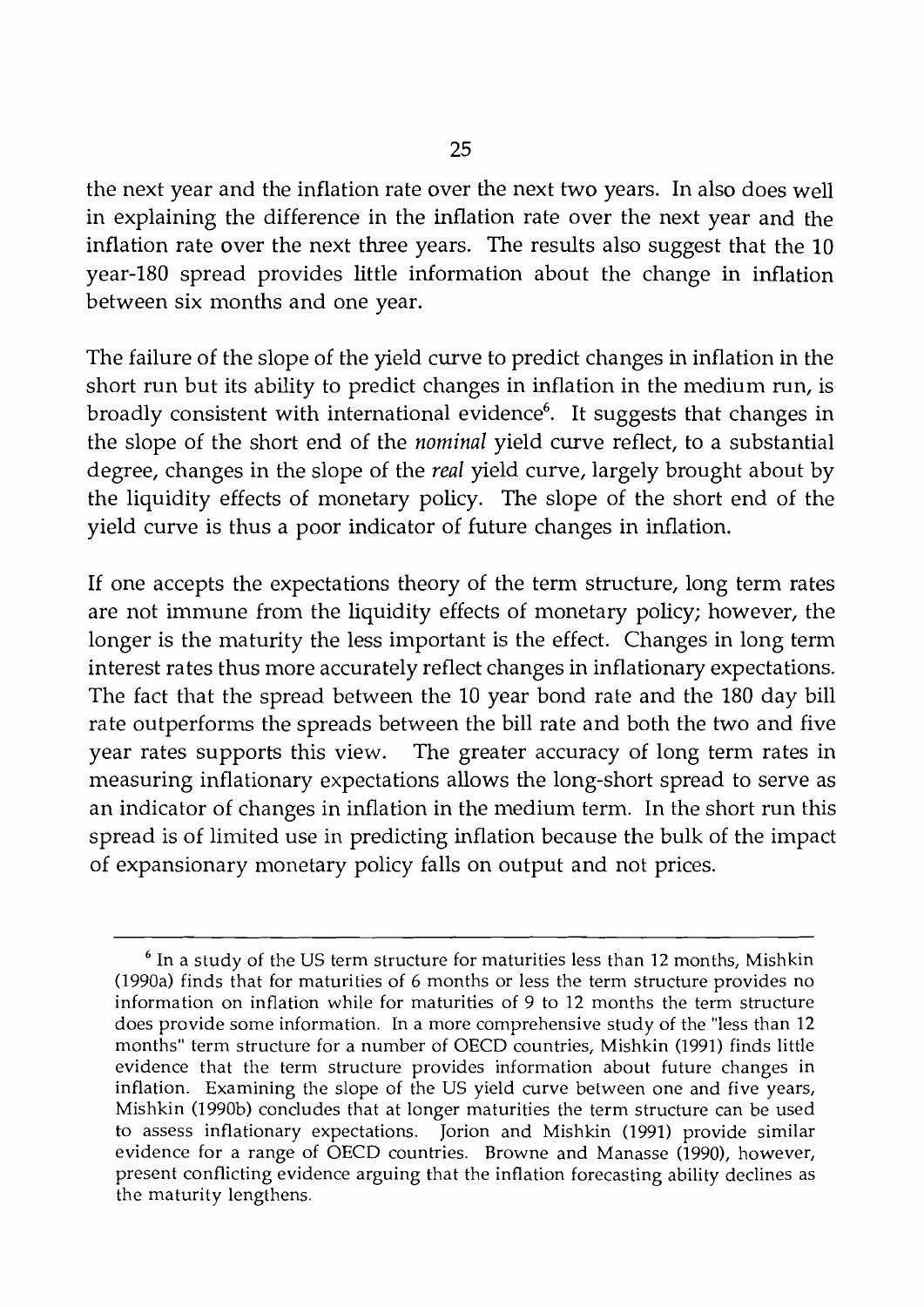the next year and the inflation rate over the next two years. In also does well in explaining the difference in the inflation rate over the next year and the inflation rate over the next three years. The results also suggest that the 10 year-180 spread provides little information about the change in inflation between six months and one year.

The failure of the slope of the yield curve to predict changes in inflation in the short run but its ability to predict changes in inflation in the medium run, is broadly consistent with international evidence[6]. It suggests that changes in the slope of the short end of the *nominal* yield curve reflect, to a substantial degree, changes in the slope of the *real* yield curve, largely brought about by the liquidity effects of monetary policy. The slope of the short end of the yield curve is thus a poor indicator of future changes in inflation.

If one accepts the expectations theory of the term structure, long term rates are not immune from the liquidity effects of monetary policy; however, the longer is the maturity the less important is the effect. Changes in long term interest rates thus more accurately reflect changes in inflationary expectations. The fact that the spread between the 10 year bond rate and the 180 day bill rate outperforms the spreads between the bill rate and both the two and five year rates supports this view. The greater accuracy of long term rates in measuring inflationary expectations allows the long-short spread to serve as an indicator of changes in inflation in the medium term. In the short run this spread is of limited use in predicting inflation because the bulk of the impact of expansionary monetary policy falls on output and not prices.

---

[6] In a study of the US term structure for maturities less than 12 months, Mishkin (1990a) finds that for maturities of 6 months or less the term structure provides no information on inflation while for maturities of 9 to 12 months the term structure does provide some information. In a more comprehensive study of the "less than 12 months" term structure for a number of OECD countries, Mishkin (1991) finds little evidence that the term structure provides information about future changes in inflation. Examining the slope of the US yield curve between one and five years, Mishkin (1990b) concludes that at longer maturities the term structure can be used to assess inflationary expectations. Jorion and Mishkin (1991) provide similar evidence for a range of OECD countries. Browne and Manasse (1990), however, present conflicting evidence arguing that the inflation forecasting ability declines as the maturity lengthens.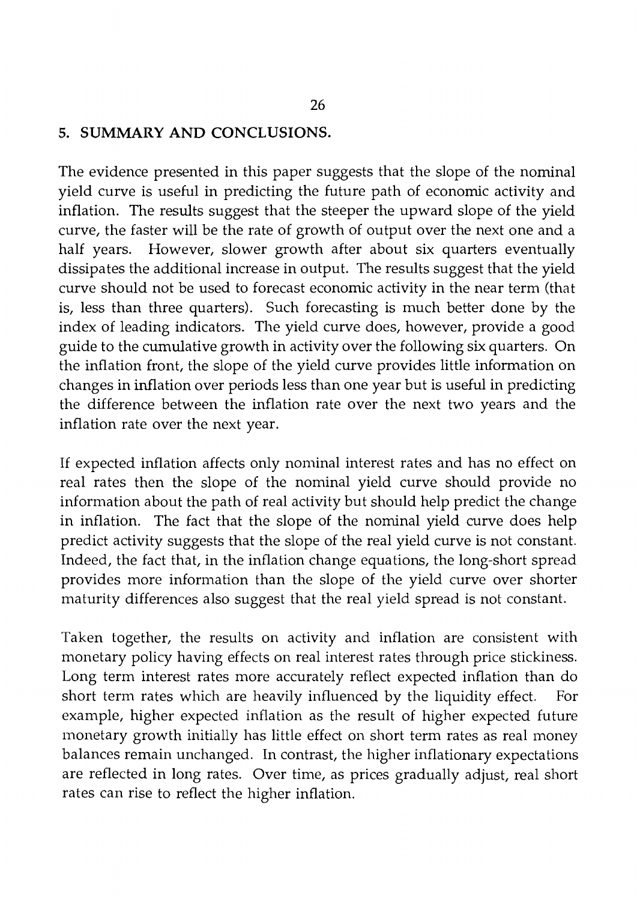## 5. SUMMARY AND CONCLUSIONS.

The evidence presented in this paper suggests that the slope of the nominal yield curve is useful in predicting the future path of economic activity and inflation. The results suggest that the steeper the upward slope of the yield curve, the faster will be the rate of growth of output over the next one and a half years. However, slower growth after about six quarters eventually dissipates the additional increase in output. The results suggest that the yield curve should not be used to forecast economic activity in the near term (that is, less than three quarters). Such forecasting is much better done by the index of leading indicators. The yield curve does, however, provide a good guide to the cumulative growth in activity over the following six quarters. On the inflation front, the slope of the yield curve provides little information on changes in inflation over periods less than one year but is useful in predicting the difference between the inflation rate over the next two years and the inflation rate over the next year.

If expected inflation affects only nominal interest rates and has no effect on real rates then the slope of the nominal yield curve should provide no information about the path of real activity but should help predict the change in inflation. The fact that the slope of the nominal yield curve does help predict activity suggests that the slope of the real yield curve is not constant. Indeed, the fact that, in the inflation change equations, the long-short spread provides more information than the slope of the yield curve over shorter maturity differences also suggest that the real yield spread is not constant.

Taken together, the results on activity and inflation are consistent with monetary policy having effects on real interest rates through price stickiness. Long term interest rates more accurately reflect expected inflation than do short term rates which are heavily influenced by the liquidity effect. For example, higher expected inflation as the result of higher expected future monetary growth initially has little effect on short term rates as real money balances remain unchanged. In contrast, the higher inflationary expectations are reflected in long rates. Over time, as prices gradually adjust, real short rates can rise to reflect the higher inflation.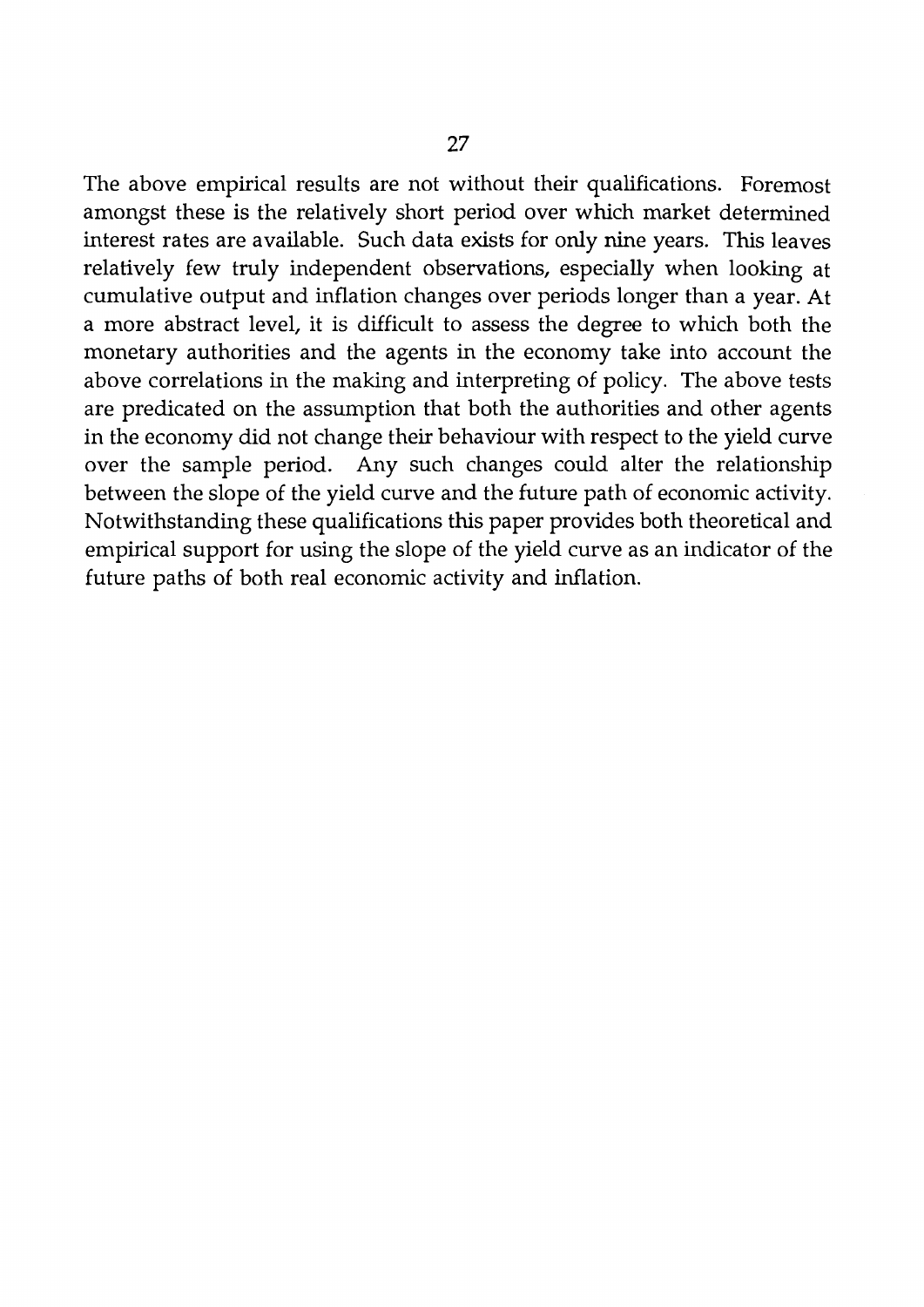The above empirical results are not without their qualifications. Foremost amongst these is the relatively short period over which market determined interest rates are available. Such data exists for only nine years. This leaves relatively few truly independent observations, especially when looking at cumulative output and inflation changes over periods longer than a year. At a more abstract level, it is difficult to assess the degree to which both the monetary authorities and the agents in the economy take into account the above correlations in the making and interpreting of policy. The above tests are predicated on the assumption that both the authorities and other agents in the economy did not change their behaviour with respect to the yield curve over the sample period. Any such changes could alter the relationship between the slope of the yield curve and the future path of economic activity. Notwithstanding these qualifications this paper provides both theoretical and empirical support for using the slope of the yield curve as an indicator of the future paths of both real economic activity and inflation.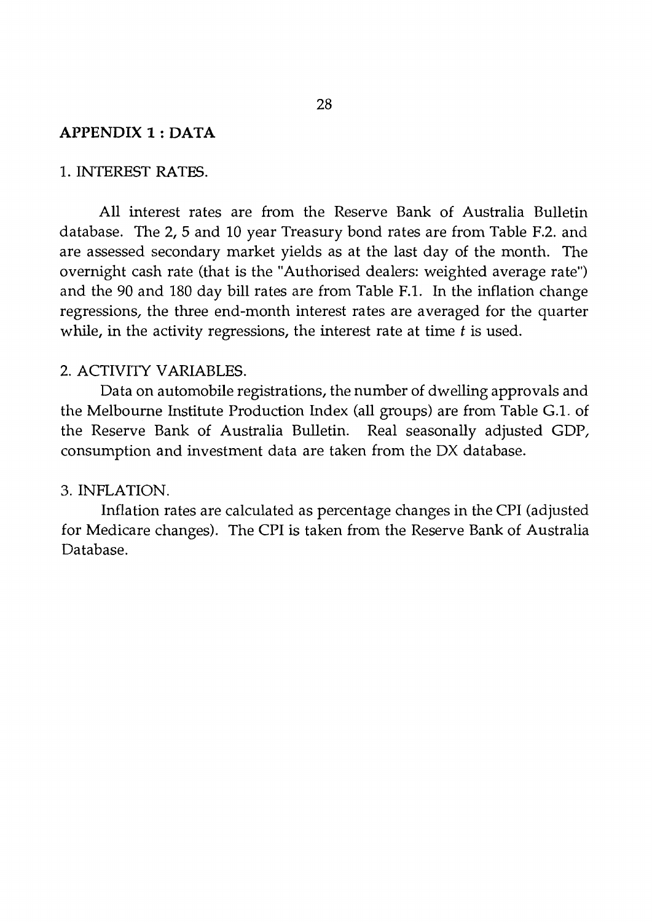## APPENDIX 1 : DATA

### 1. INTEREST RATES.

All interest rates are from the Reserve Bank of Australia Bulletin database. The 2, 5 and 10 year Treasury bond rates are from Table F.2. and are assessed secondary market yields as at the last day of the month. The overnight cash rate (that is the "Authorised dealers: weighted average rate") and the 90 and 180 day bill rates are from Table F.1. In the inflation change regressions, the three end-month interest rates are averaged for the quarter while, in the activity regressions, the interest rate at time $t$ is used.

### 2. ACTIVITY VARIABLES.

Data on automobile registrations, the number of dwelling approvals and the Melbourne Institute Production Index (all groups) are from Table G.1. of the Reserve Bank of Australia Bulletin. Real seasonally adjusted GDP, consumption and investment data are taken from the DX database.

### 3. INFLATION.

Inflation rates are calculated as percentage changes in the CPI (adjusted for Medicare changes). The CPI is taken from the Reserve Bank of Australia Database.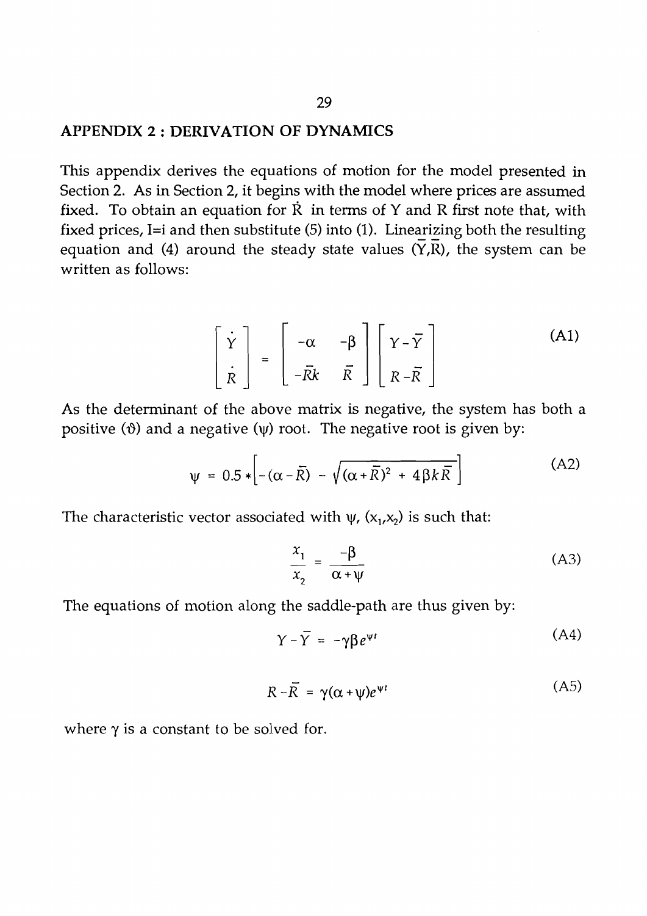## APPENDIX 2 : DERIVATION OF DYNAMICS

This appendix derives the equations of motion for the model presented in Section 2. As in Section 2, it begins with the model where prices are assumed fixed. To obtain an equation for $\dot{R}$ in terms of Y and R first note that, with fixed prices, I=i and then substitute (5) into (1). Linearizing both the resulting equation and (4) around the steady state values $(\bar{Y},\bar{R})$, the system can be written as follows:

$$
\begin{bmatrix} \dot{Y} \\ \dot{R} \end{bmatrix} = \begin{bmatrix} -\alpha & -\beta \\ -\bar{R}k & \bar{R} \end{bmatrix} \begin{bmatrix} Y-\bar{Y} \\ R-\bar{R} \end{bmatrix} \tag{A1}
$$

As the determinant of the above matrix is negative, the system has both a positive ($\vartheta$) and a negative ($\psi$) root. The negative root is given by:

$$
\psi = 0.5 * \left[ -(\alpha - \bar{R}) - \sqrt{(\alpha + \bar{R})^2 + 4\beta k \bar{R}} \right] \tag{A2}
$$

The characteristic vector associated with $\psi$, $(x_1,x_2)$ is such that:

$$
\frac{x_1}{x_2} = \frac{-\beta}{\alpha + \psi} \tag{A3}
$$

The equations of motion along the saddle-path are thus given by:

$$
Y - \bar{Y} = -\gamma\beta e^{\psi t} \tag{A4}
$$

$$
R - \bar{R} = \gamma(\alpha + \psi)e^{\psi t} \tag{A5}
$$

where $\gamma$ is a constant to be solved for.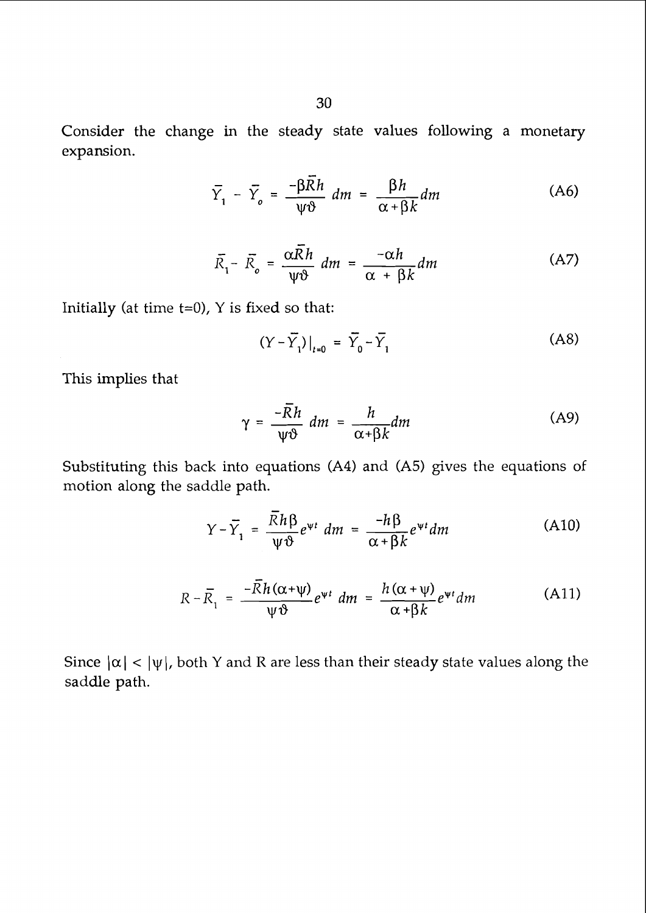Consider the change in the steady state values following a monetary expansion.

$$\bar{Y}_1 - \bar{Y}_o = \frac{-\beta \bar{R} h}{\psi \vartheta} dm = \frac{\beta h}{\alpha + \beta k} dm \tag{A6}$$

$$\bar{R}_1 - \bar{R}_o = \frac{\alpha \bar{R} h}{\psi \vartheta} dm = \frac{-\alpha h}{\alpha + \beta k} dm \tag{A7}$$

Initially (at time t=0), Y is fixed so that:

$$(Y - \bar{Y}_1)|_{t=0} = \bar{Y}_0 - \bar{Y}_1 \tag{A8}$$

This implies that

$$\gamma = \frac{-\bar{R} h}{\psi \vartheta} dm = \frac{h}{\alpha + \beta k} dm \tag{A9}$$

Substituting this back into equations (A4) and (A5) gives the equations of motion along the saddle path.

$$Y - \bar{Y}_1 = \frac{\bar{R} h \beta}{\psi \vartheta} e^{\psi t} dm = \frac{-h\beta}{\alpha + \beta k} e^{\psi t} dm \tag{A10}$$

$$R - \bar{R}_1 = \frac{-\bar{R} h (\alpha + \psi)}{\psi \vartheta} e^{\psi t} dm = \frac{h(\alpha + \psi)}{\alpha + \beta k} e^{\psi t} dm \tag{A11}$$

Since $|\alpha| < |\psi|$, both Y and R are less than their steady state values along the saddle path.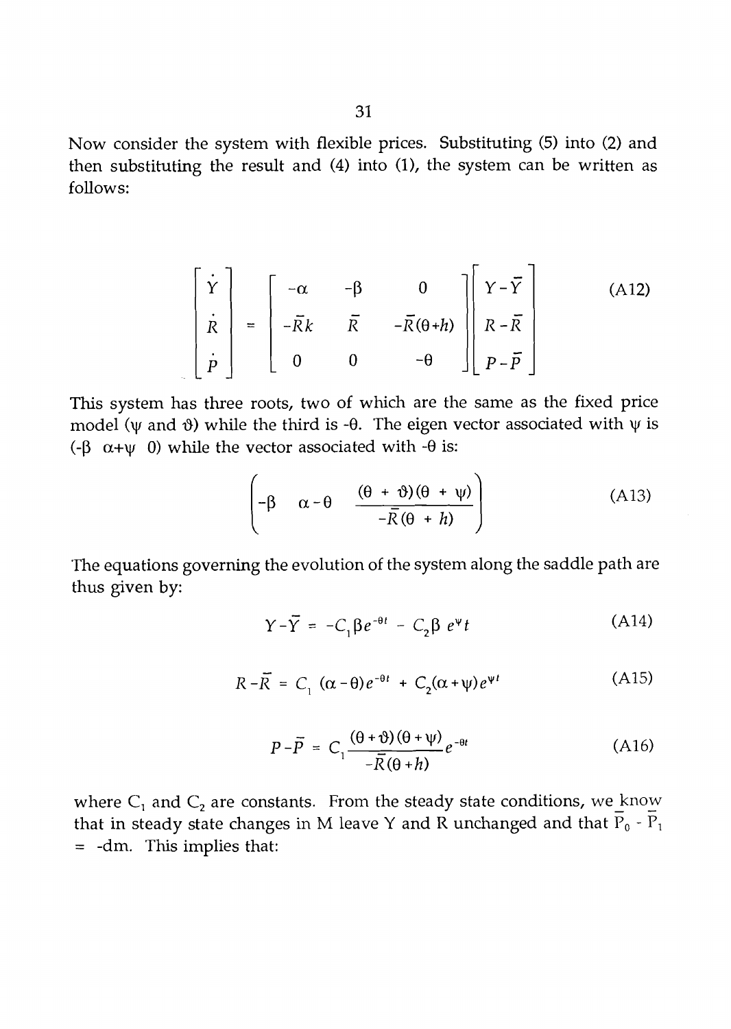Now consider the system with flexible prices. Substituting (5) into (2) and then substituting the result and (4) into (1), the system can be written as follows:

$$\begin{bmatrix} \dot{Y} \\ \dot{R} \\ \dot{P} \end{bmatrix} = \begin{bmatrix} -\alpha & -\beta & 0 \\ -\bar{R}k & \bar{R} & -\bar{R}(\theta+h) \\ 0 & 0 & -\theta \end{bmatrix} \begin{bmatrix} Y-\bar{Y} \\ R-\bar{R} \\ P-\bar{P} \end{bmatrix} \tag{A12}$$

This system has three roots, two of which are the same as the fixed price model ($\psi$ and $\vartheta$) while the third is $-\theta$. The eigen vector associated with $\psi$ is ($-\beta$ $\alpha+\psi$ 0) while the vector associated with $-\theta$ is:

$$\begin{pmatrix} -\beta & \alpha-\theta & \dfrac{(\theta+\vartheta)(\theta+\psi)}{-\bar{R}(\theta+h)} \end{pmatrix} \tag{A13}$$

The equations governing the evolution of the system along the saddle path are thus given by:

$$Y-\bar{Y} = -C_1\beta e^{-\theta t} - C_2\beta\, e^{\psi}t \tag{A14}$$

$$R-\bar{R} = C_1\,(\alpha-\theta)e^{-\theta t} + C_2(\alpha+\psi)e^{\psi t} \tag{A15}$$

$$P-\bar{P} = C_1\frac{(\theta+\vartheta)(\theta+\psi)}{-\bar{R}(\theta+h)}e^{-\theta t} \tag{A16}$$

where $C_1$ and $C_2$ are constants. From the steady state conditions, we know that in steady state changes in M leave Y and R unchanged and that $\bar{P}_0 - \bar{P}_1 = -dm$. This implies that: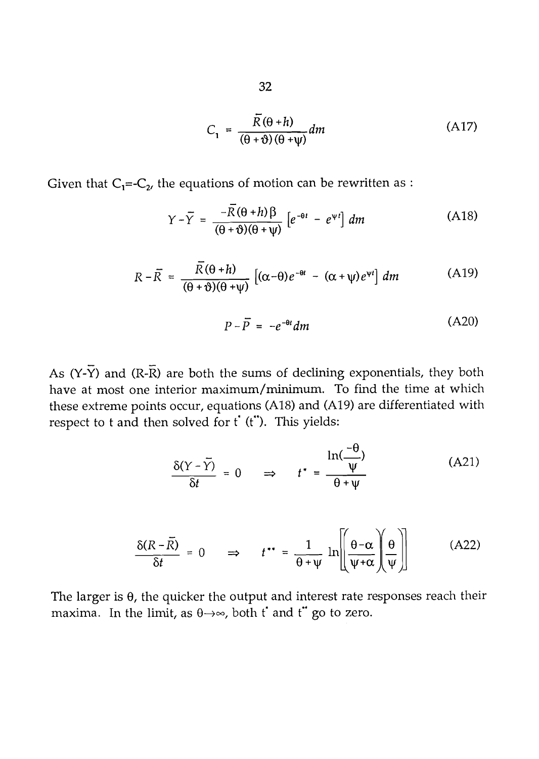$$C_1 = \frac{\bar{R}(\theta + h)}{(\theta + \vartheta)(\theta + \psi)} dm \tag{A17}$$

Given that $C_1 = -C_2$, the equations of motion can be rewritten as :

$$Y - \bar{Y} = \frac{-\bar{R}(\theta + h)\beta}{(\theta + \vartheta)(\theta + \psi)} \left[e^{-\theta t} - e^{\psi t}\right] dm \tag{A18}$$

$$R - \bar{R} = \frac{\bar{R}(\theta + h)}{(\theta + \vartheta)(\theta + \psi)} \left[(\alpha - \theta)e^{-\theta t} - (\alpha + \psi)e^{\psi t}\right] dm \tag{A19}$$

$$P - \bar{P} = -e^{-\theta t} dm \tag{A20}$$

As $(Y-\bar{Y})$ and $(R-\bar{R})$ are both the sums of declining exponentials, they both have at most one interior maximum/minimum. To find the time at which these extreme points occur, equations (A18) and (A19) are differentiated with respect to t and then solved for $t^*$ ($t^{**}$). This yields:

$$\frac{\delta(Y - \bar{Y})}{\delta t} = 0 \quad \Rightarrow \quad t^* = \frac{\ln(\frac{-\theta}{\psi})}{\theta + \psi} \tag{A21}$$

$$\frac{\delta(R - \bar{R})}{\delta t} = 0 \quad \Rightarrow \quad t^{**} = \frac{1}{\theta + \psi} \ln\left[\left(\frac{\theta - \alpha}{\psi + \alpha}\right)\left(\frac{\theta}{\psi}\right)\right] \tag{A22}$$

The larger is $\theta$, the quicker the output and interest rate responses reach their maxima. In the limit, as $\theta \rightarrow \infty$, both $t^*$ and $t^{**}$ go to zero.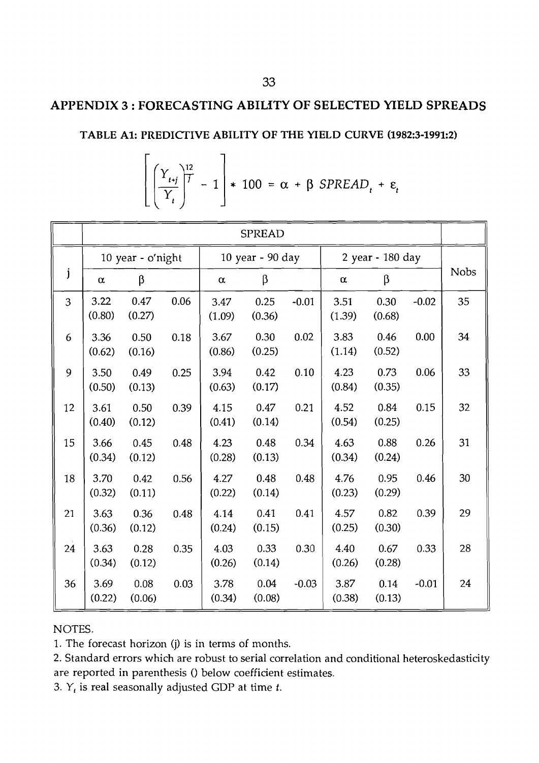## APPENDIX 3 : FORECASTING ABILITY OF SELECTED YIELD SPREADS

### TABLE A1: PREDICTIVE ABILITY OF THE YIELD CURVE (1982:3-1991:2)

$$\left[\left(\frac{Y_{t+j}}{Y_t}\right)^{\frac{12}{j}} - 1\right] * 100 = \alpha + \beta \; SPREAD_t + \varepsilon_t$$

| | SPREAD | | | | | | | | | |
|---|---|---|---|---|---|---|---|---|---|---|
| | 10 year - o'night | | | 10 year - 90 day | | | 2 year - 180 day | | | |
| j | $\alpha$ | $\beta$ | | $\alpha$ | $\beta$ | | $\alpha$ | $\beta$ | | Nobs |
| 3 | 3.22 (0.80) | 0.47 (0.27) | 0.06 | 3.47 (1.09) | 0.25 (0.36) | -0.01 | 3.51 (1.39) | 0.30 (0.68) | -0.02 | 35 |
| 6 | 3.36 (0.62) | 0.50 (0.16) | 0.18 | 3.67 (0.86) | 0.30 (0.25) | 0.02 | 3.83 (1.14) | 0.46 (0.52) | 0.00 | 34 |
| 9 | 3.50 (0.50) | 0.49 (0.13) | 0.25 | 3.94 (0.63) | 0.42 (0.17) | 0.10 | 4.23 (0.84) | 0.73 (0.35) | 0.06 | 33 |
| 12 | 3.61 (0.40) | 0.50 (0.12) | 0.39 | 4.15 (0.41) | 0.47 (0.14) | 0.21 | 4.52 (0.54) | 0.84 (0.25) | 0.15 | 32 |
| 15 | 3.66 (0.34) | 0.45 (0.12) | 0.48 | 4.23 (0.28) | 0.48 (0.13) | 0.34 | 4.63 (0.34) | 0.88 (0.24) | 0.26 | 31 |
| 18 | 3.70 (0.32) | 0.42 (0.11) | 0.56 | 4.27 (0.22) | 0.48 (0.14) | 0.48 | 4.76 (0.23) | 0.95 (0.29) | 0.46 | 30 |
| 21 | 3.63 (0.36) | 0.36 (0.12) | 0.48 | 4.14 (0.24) | 0.41 (0.15) | 0.41 | 4.57 (0.25) | 0.82 (0.30) | 0.39 | 29 |
| 24 | 3.63 (0.34) | 0.28 (0.12) | 0.35 | 4.03 (0.26) | 0.33 (0.14) | 0.30 | 4.40 (0.26) | 0.67 (0.28) | 0.33 | 28 |
| 36 | 3.69 (0.22) | 0.08 (0.06) | 0.03 | 3.78 (0.34) | 0.04 (0.08) | -0.03 | 3.87 (0.38) | 0.14 (0.13) | -0.01 | 24 |

NOTES.

1. The forecast horizon (j) is in terms of months.
2. Standard errors which are robust to serial correlation and conditional heteroskedasticity are reported in parenthesis () below coefficient estimates.
3. $Y_t$ is real seasonally adjusted GDP at time $t$.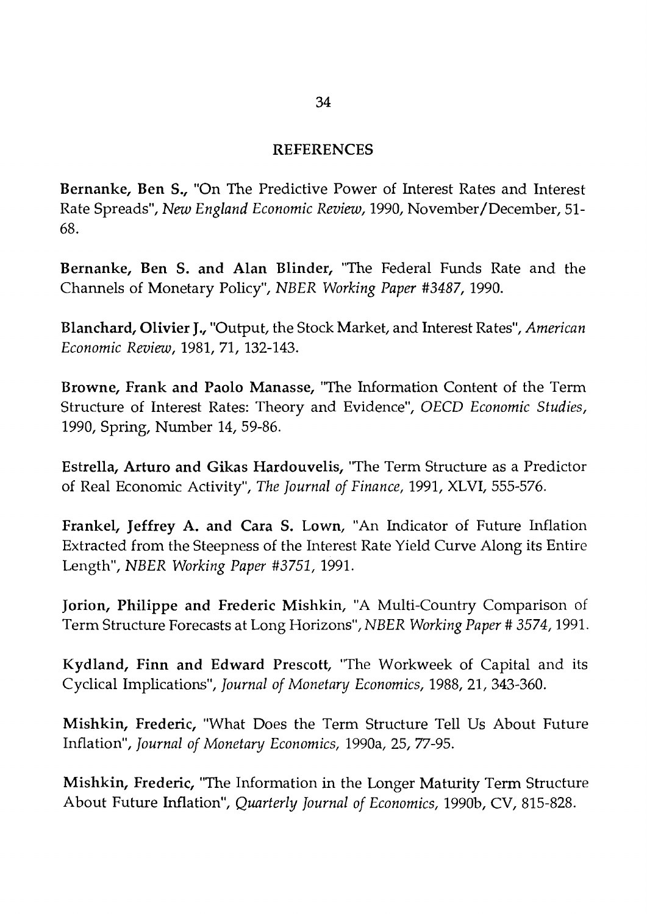## REFERENCES

**Bernanke, Ben S.,** "On The Predictive Power of Interest Rates and Interest Rate Spreads", *New England Economic Review,* 1990, November/December, 51-68.

**Bernanke, Ben S. and Alan Blinder,** "The Federal Funds Rate and the Channels of Monetary Policy", *NBER Working Paper #3487,* 1990.

**Blanchard, Olivier J.,** "Output, the Stock Market, and Interest Rates", *American Economic Review,* 1981, 71, 132-143.

**Browne, Frank and Paolo Manasse,** "The Information Content of the Term Structure of Interest Rates: Theory and Evidence", *OECD Economic Studies,* 1990, Spring, Number 14, 59-86.

**Estrella, Arturo and Gikas Hardouvelis,** "The Term Structure as a Predictor of Real Economic Activity", *The Journal of Finance,* 1991, XLVI, 555-576.

**Frankel, Jeffrey A. and Cara S. Lown,** "An Indicator of Future Inflation Extracted from the Steepness of the Interest Rate Yield Curve Along its Entire Length", *NBER Working Paper #3751,* 1991.

**Jorion, Philippe and Frederic Mishkin,** "A Multi-Country Comparison of Term Structure Forecasts at Long Horizons", *NBER Working Paper # 3574,* 1991.

**Kydland, Finn and Edward Prescott,** "The Workweek of Capital and its Cyclical Implications", *Journal of Monetary Economics,* 1988, 21, 343-360.

**Mishkin, Frederic,** "What Does the Term Structure Tell Us About Future Inflation", *Journal of Monetary Economics,* 1990a, 25, 77-95.

**Mishkin, Frederic,** "The Information in the Longer Maturity Term Structure About Future Inflation", *Quarterly Journal of Economics,* 1990b, CV, 815-828.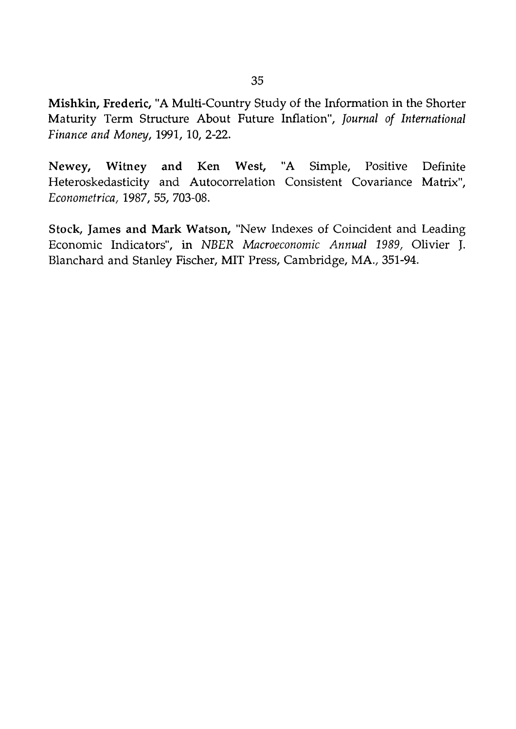**Mishkin, Frederic,** "A Multi-Country Study of the Information in the Shorter Maturity Term Structure About Future Inflation", *Journal of International Finance and Money,* 1991, 10, 2-22.

**Newey, Witney and Ken West,** "A Simple, Positive Definite Heteroskedasticity and Autocorrelation Consistent Covariance Matrix", *Econometrica,* 1987, 55, 703-08.

**Stock, James and Mark Watson,** "New Indexes of Coincident and Leading Economic Indicators", in *NBER Macroeconomic Annual 1989,* Olivier J. Blanchard and Stanley Fischer, MIT Press, Cambridge, MA., 351-94.